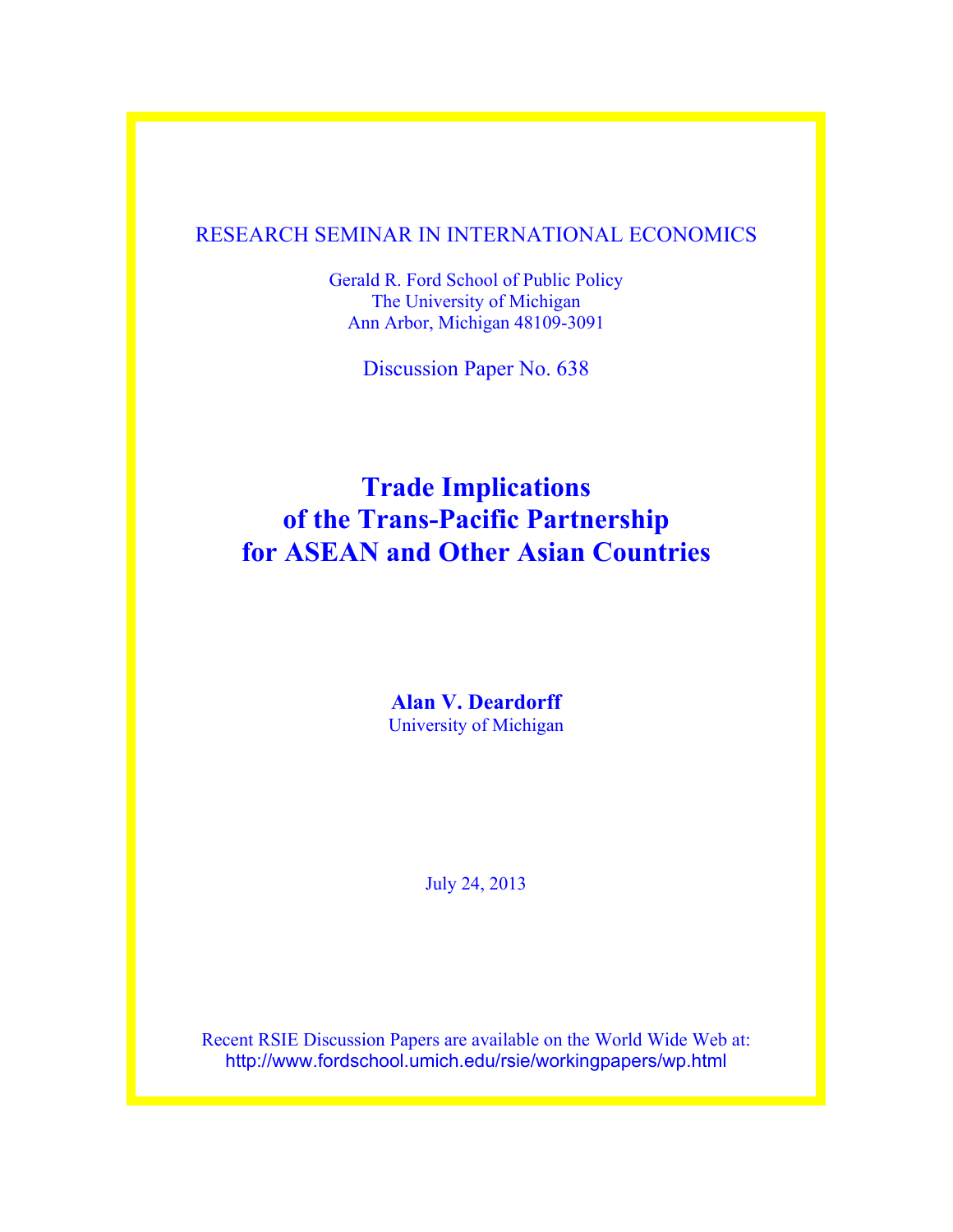RESEARCH SEMINAR IN INTERNATIONAL ECONOMICS

Gerald R. Ford School of Public Policy
The University of Michigan
Ann Arbor, Michigan 48109-3091

Discussion Paper No. 638

# Trade Implications of the Trans-Pacific Partnership for ASEAN and Other Asian Countries

**Alan V. Deardorff**
University of Michigan

July 24, 2013

Recent RSIE Discussion Papers are available on the World Wide Web at:
http://www.fordschool.umich.edu/rsie/workingpapers/wp.html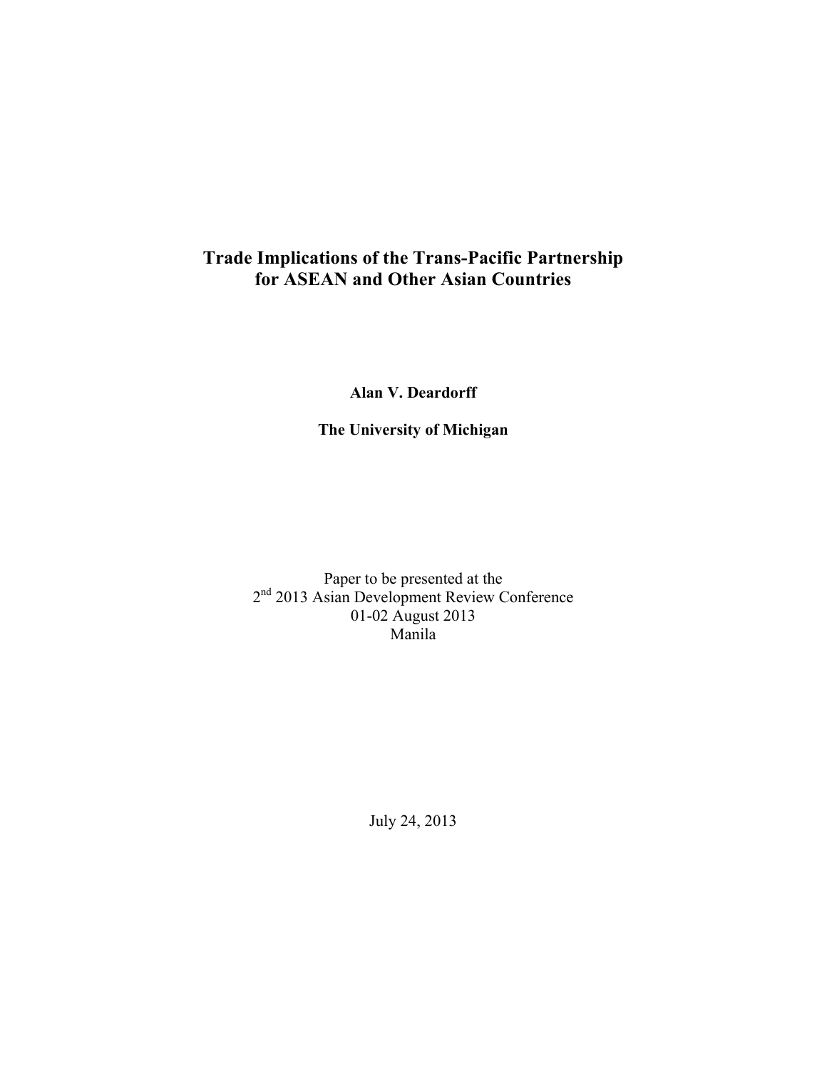# Trade Implications of the Trans-Pacific Partnership for ASEAN and Other Asian Countries

**Alan V. Deardorff**

**The University of Michigan**

Paper to be presented at the
2nd 2013 Asian Development Review Conference
01-02 August 2013
Manila

July 24, 2013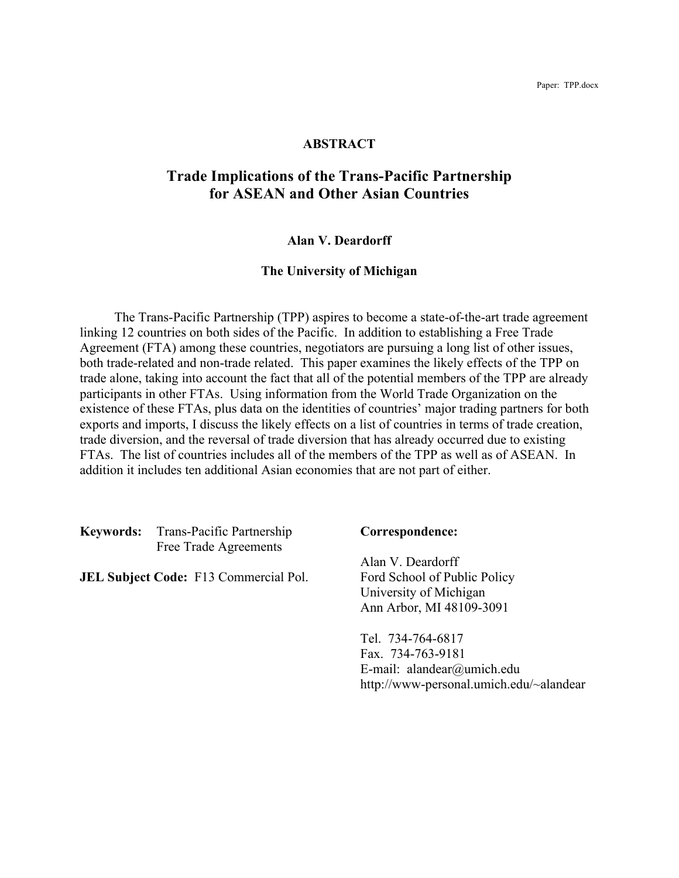Paper: TPP.docx

**ABSTRACT**

# Trade Implications of the Trans-Pacific Partnership for ASEAN and Other Asian Countries

**Alan V. Deardorff**

**The University of Michigan**

The Trans-Pacific Partnership (TPP) aspires to become a state-of-the-art trade agreement linking 12 countries on both sides of the Pacific. In addition to establishing a Free Trade Agreement (FTA) among these countries, negotiators are pursuing a long list of other issues, both trade-related and non-trade related. This paper examines the likely effects of the TPP on trade alone, taking into account the fact that all of the potential members of the TPP are already participants in other FTAs. Using information from the World Trade Organization on the existence of these FTAs, plus data on the identities of countries' major trading partners for both exports and imports, I discuss the likely effects on a list of countries in terms of trade creation, trade diversion, and the reversal of trade diversion that has already occurred due to existing FTAs. The list of countries includes all of the members of the TPP as well as of ASEAN. In addition it includes ten additional Asian economies that are not part of either.

**Keywords:** Trans-Pacific Partnership
Free Trade Agreements

**JEL Subject Code:** F13 Commercial Pol.

**Correspondence:**

Alan V. Deardorff
Ford School of Public Policy
University of Michigan
Ann Arbor, MI 48109-3091

Tel. 734-764-6817
Fax. 734-763-9181
E-mail: alandear@umich.edu
http://www-personal.umich.edu/~alandear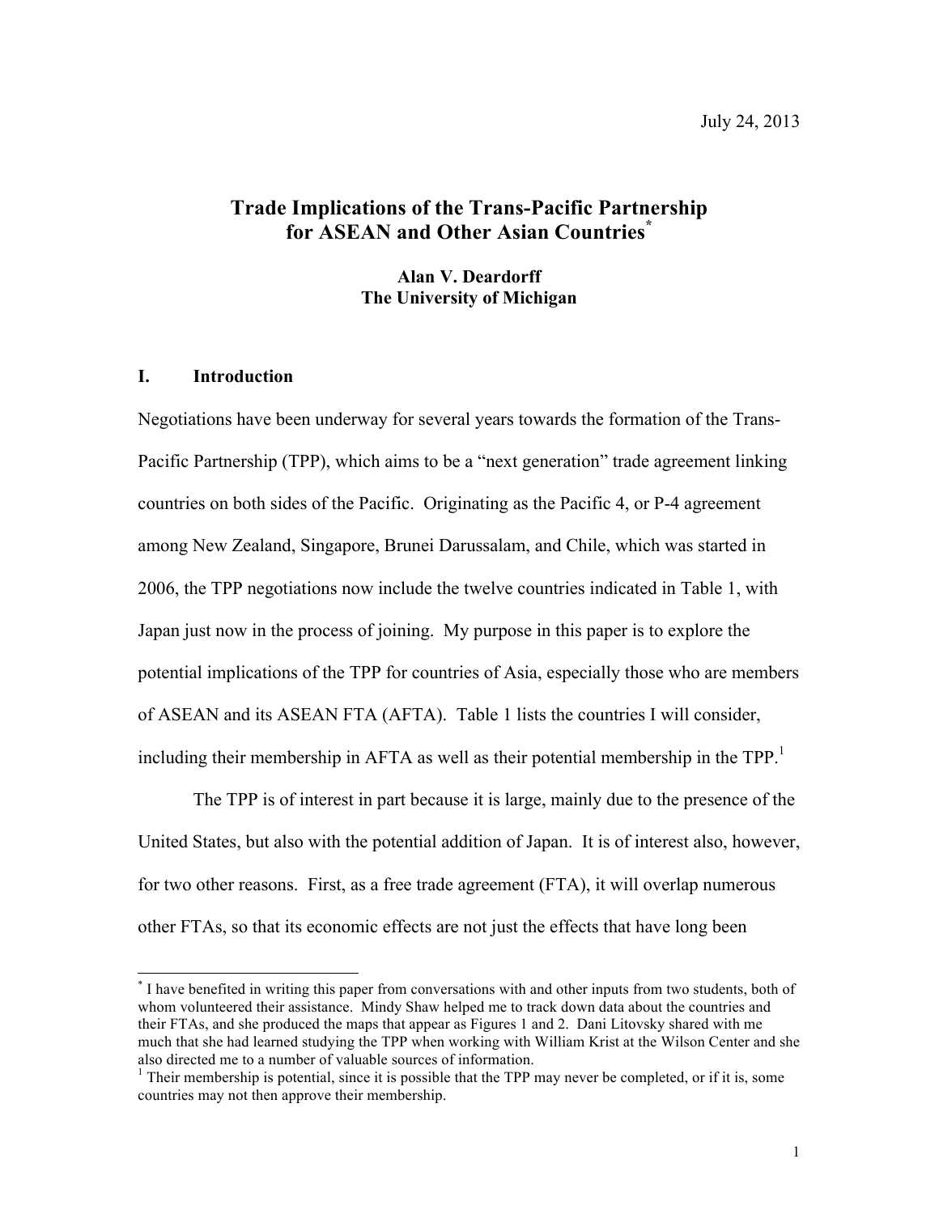July 24, 2013

# Trade Implications of the Trans-Pacific Partnership for ASEAN and Other Asian Countries[*]

**Alan V. Deardorff**
**The University of Michigan**

## I. Introduction

Negotiations have been underway for several years towards the formation of the Trans-Pacific Partnership (TPP), which aims to be a "next generation" trade agreement linking countries on both sides of the Pacific. Originating as the Pacific 4, or P-4 agreement among New Zealand, Singapore, Brunei Darussalam, and Chile, which was started in 2006, the TPP negotiations now include the twelve countries indicated in Table 1, with Japan just now in the process of joining. My purpose in this paper is to explore the potential implications of the TPP for countries of Asia, especially those who are members of ASEAN and its ASEAN FTA (AFTA). Table 1 lists the countries I will consider, including their membership in AFTA as well as their potential membership in the TPP.[1]

The TPP is of interest in part because it is large, mainly due to the presence of the United States, but also with the potential addition of Japan. It is of interest also, however, for two other reasons. First, as a free trade agreement (FTA), it will overlap numerous other FTAs, so that its economic effects are not just the effects that have long been

---

[*] I have benefited in writing this paper from conversations with and other inputs from two students, both of whom volunteered their assistance. Mindy Shaw helped me to track down data about the countries and their FTAs, and she produced the maps that appear as Figures 1 and 2. Dani Litovsky shared with me much that she had learned studying the TPP when working with William Krist at the Wilson Center and she also directed me to a number of valuable sources of information.

[1] Their membership is potential, since it is possible that the TPP may never be completed, or if it is, some countries may not then approve their membership.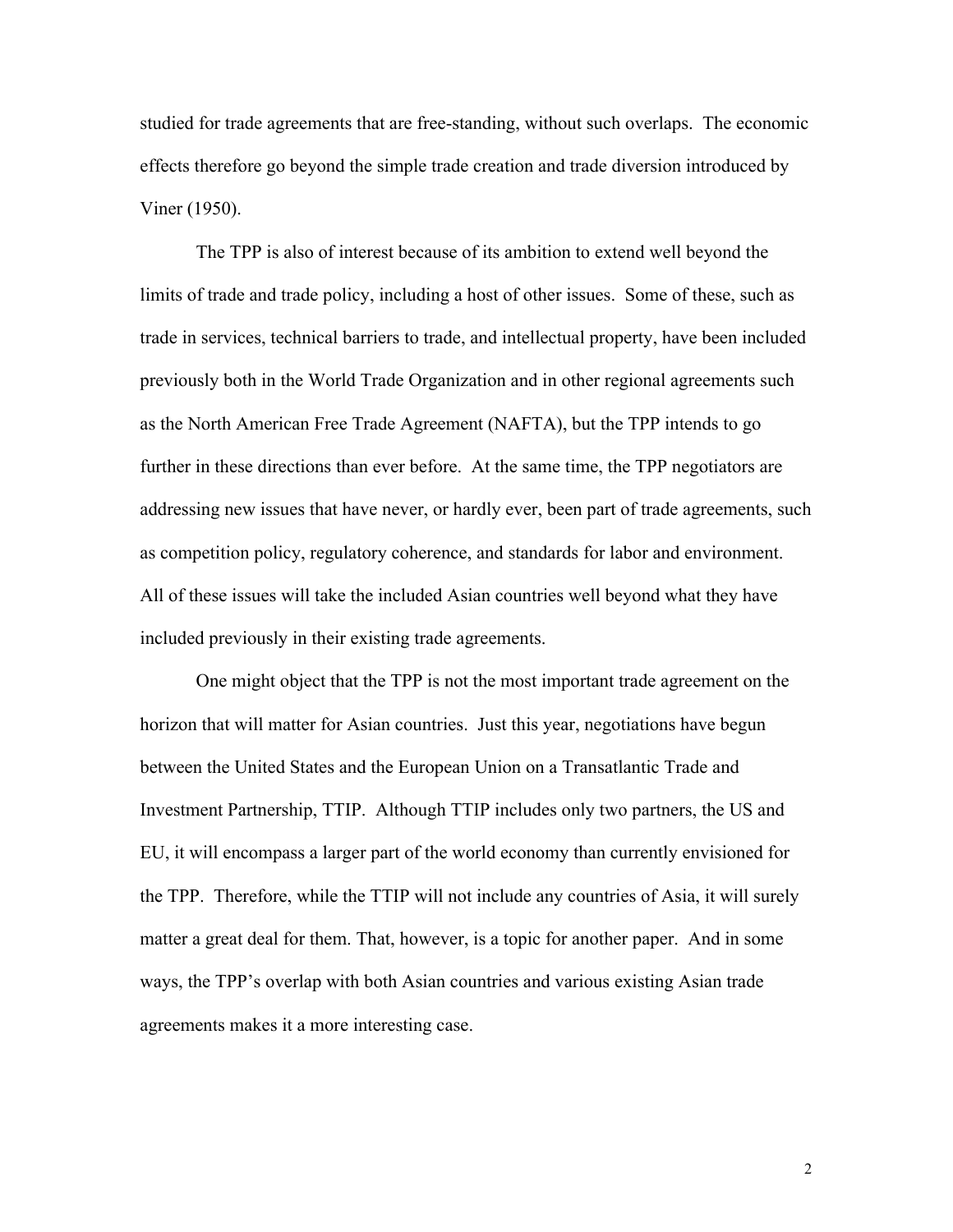studied for trade agreements that are free-standing, without such overlaps. The economic effects therefore go beyond the simple trade creation and trade diversion introduced by Viner (1950).

The TPP is also of interest because of its ambition to extend well beyond the limits of trade and trade policy, including a host of other issues. Some of these, such as trade in services, technical barriers to trade, and intellectual property, have been included previously both in the World Trade Organization and in other regional agreements such as the North American Free Trade Agreement (NAFTA), but the TPP intends to go further in these directions than ever before. At the same time, the TPP negotiators are addressing new issues that have never, or hardly ever, been part of trade agreements, such as competition policy, regulatory coherence, and standards for labor and environment. All of these issues will take the included Asian countries well beyond what they have included previously in their existing trade agreements.

One might object that the TPP is not the most important trade agreement on the horizon that will matter for Asian countries. Just this year, negotiations have begun between the United States and the European Union on a Transatlantic Trade and Investment Partnership, TTIP. Although TTIP includes only two partners, the US and EU, it will encompass a larger part of the world economy than currently envisioned for the TPP. Therefore, while the TTIP will not include any countries of Asia, it will surely matter a great deal for them. That, however, is a topic for another paper. And in some ways, the TPP's overlap with both Asian countries and various existing Asian trade agreements makes it a more interesting case.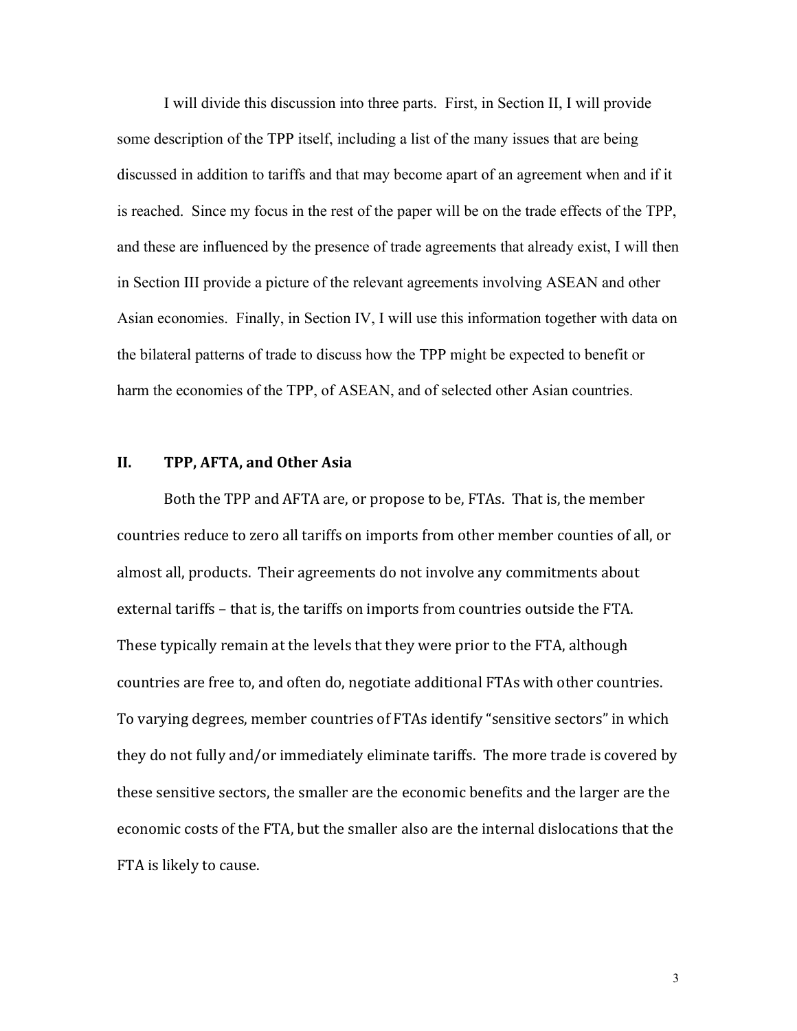I will divide this discussion into three parts. First, in Section II, I will provide some description of the TPP itself, including a list of the many issues that are being discussed in addition to tariffs and that may become apart of an agreement when and if it is reached. Since my focus in the rest of the paper will be on the trade effects of the TPP, and these are influenced by the presence of trade agreements that already exist, I will then in Section III provide a picture of the relevant agreements involving ASEAN and other Asian economies. Finally, in Section IV, I will use this information together with data on the bilateral patterns of trade to discuss how the TPP might be expected to benefit or harm the economies of the TPP, of ASEAN, and of selected other Asian countries.

## II. TPP, AFTA, and Other Asia

Both the TPP and AFTA are, or propose to be, FTAs. That is, the member countries reduce to zero all tariffs on imports from other member counties of all, or almost all, products. Their agreements do not involve any commitments about external tariffs – that is, the tariffs on imports from countries outside the FTA. These typically remain at the levels that they were prior to the FTA, although countries are free to, and often do, negotiate additional FTAs with other countries. To varying degrees, member countries of FTAs identify "sensitive sectors" in which they do not fully and/or immediately eliminate tariffs. The more trade is covered by these sensitive sectors, the smaller are the economic benefits and the larger are the economic costs of the FTA, but the smaller also are the internal dislocations that the FTA is likely to cause.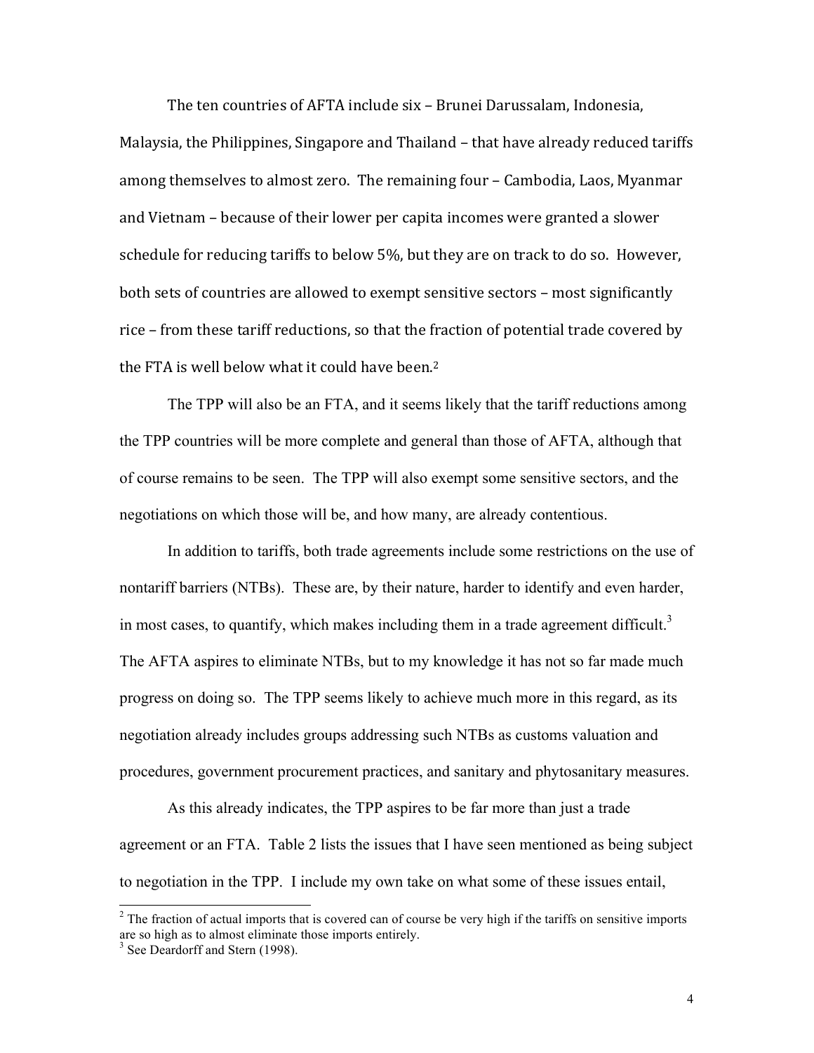The ten countries of AFTA include six – Brunei Darussalam, Indonesia, Malaysia, the Philippines, Singapore and Thailand – that have already reduced tariffs among themselves to almost zero. The remaining four – Cambodia, Laos, Myanmar and Vietnam – because of their lower per capita incomes were granted a slower schedule for reducing tariffs to below 5%, but they are on track to do so. However, both sets of countries are allowed to exempt sensitive sectors – most significantly rice – from these tariff reductions, so that the fraction of potential trade covered by the FTA is well below what it could have been.[2]

The TPP will also be an FTA, and it seems likely that the tariff reductions among the TPP countries will be more complete and general than those of AFTA, although that of course remains to be seen. The TPP will also exempt some sensitive sectors, and the negotiations on which those will be, and how many, are already contentious.

In addition to tariffs, both trade agreements include some restrictions on the use of nontariff barriers (NTBs). These are, by their nature, harder to identify and even harder, in most cases, to quantify, which makes including them in a trade agreement difficult.[3] The AFTA aspires to eliminate NTBs, but to my knowledge it has not so far made much progress on doing so. The TPP seems likely to achieve much more in this regard, as its negotiation already includes groups addressing such NTBs as customs valuation and procedures, government procurement practices, and sanitary and phytosanitary measures.

As this already indicates, the TPP aspires to be far more than just a trade agreement or an FTA. Table 2 lists the issues that I have seen mentioned as being subject to negotiation in the TPP. I include my own take on what some of these issues entail,

---

[2] The fraction of actual imports that is covered can of course be very high if the tariffs on sensitive imports are so high as to almost eliminate those imports entirely.

[3] See Deardorff and Stern (1998).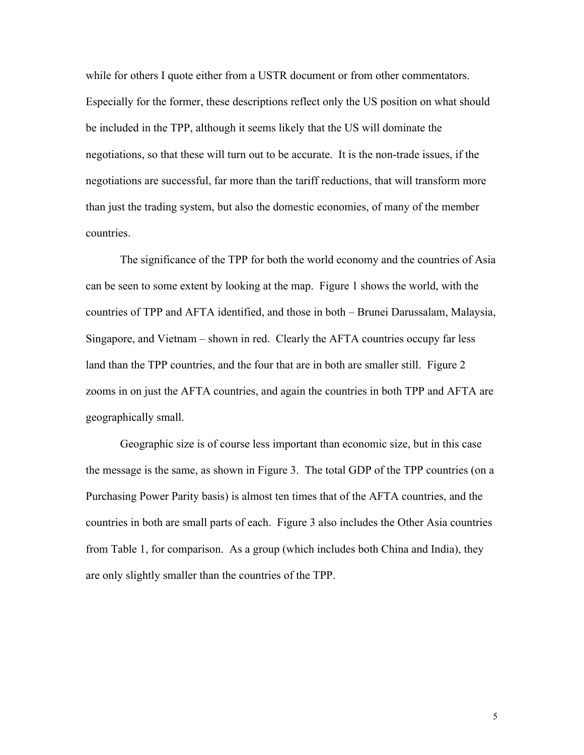while for others I quote either from a USTR document or from other commentators. Especially for the former, these descriptions reflect only the US position on what should be included in the TPP, although it seems likely that the US will dominate the negotiations, so that these will turn out to be accurate. It is the non-trade issues, if the negotiations are successful, far more than the tariff reductions, that will transform more than just the trading system, but also the domestic economies, of many of the member countries.

The significance of the TPP for both the world economy and the countries of Asia can be seen to some extent by looking at the map. Figure 1 shows the world, with the countries of TPP and AFTA identified, and those in both – Brunei Darussalam, Malaysia, Singapore, and Vietnam – shown in red. Clearly the AFTA countries occupy far less land than the TPP countries, and the four that are in both are smaller still. Figure 2 zooms in on just the AFTA countries, and again the countries in both TPP and AFTA are geographically small.

Geographic size is of course less important than economic size, but in this case the message is the same, as shown in Figure 3. The total GDP of the TPP countries (on a Purchasing Power Parity basis) is almost ten times that of the AFTA countries, and the countries in both are small parts of each. Figure 3 also includes the Other Asia countries from Table 1, for comparison. As a group (which includes both China and India), they are only slightly smaller than the countries of the TPP.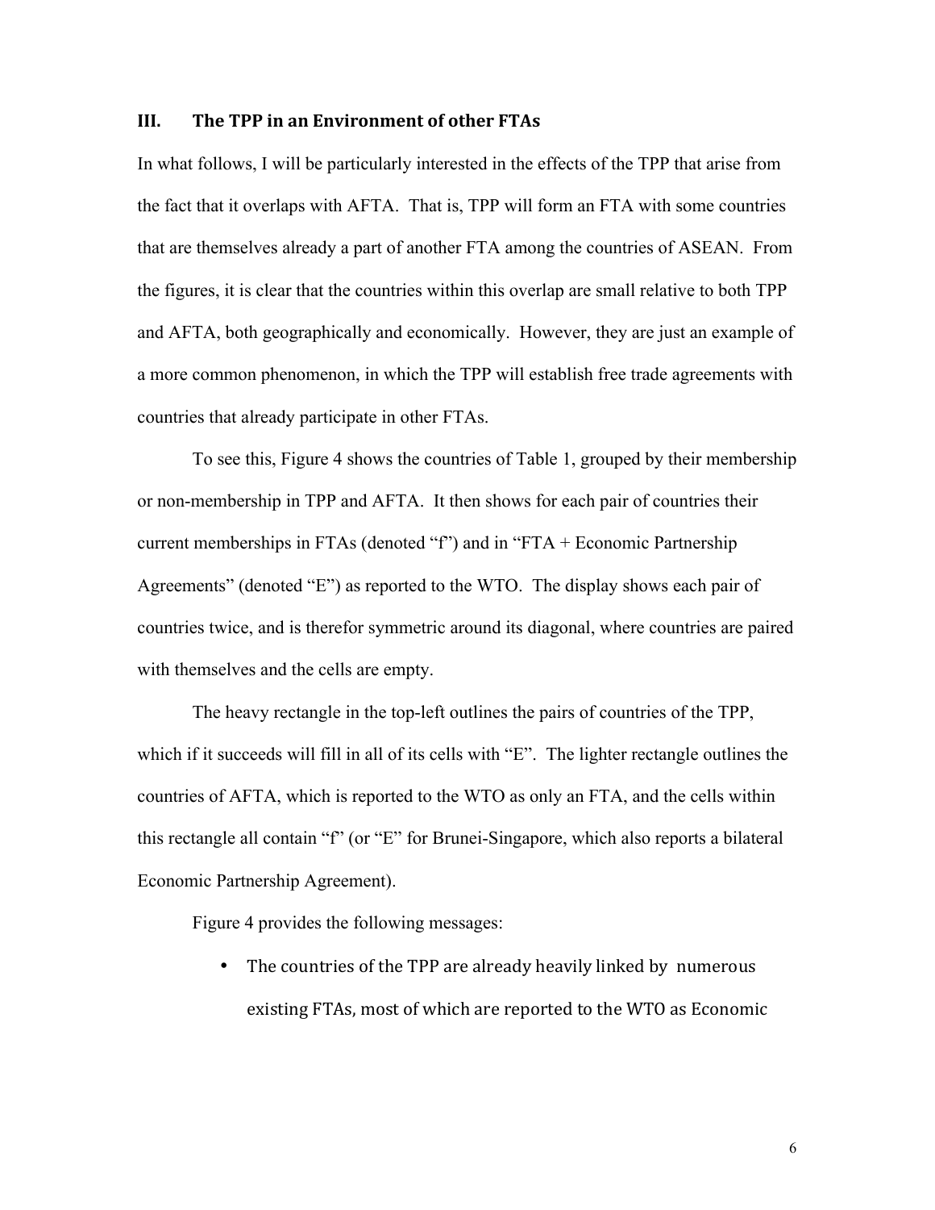## III. The TPP in an Environment of other FTAs

In what follows, I will be particularly interested in the effects of the TPP that arise from the fact that it overlaps with AFTA. That is, TPP will form an FTA with some countries that are themselves already a part of another FTA among the countries of ASEAN. From the figures, it is clear that the countries within this overlap are small relative to both TPP and AFTA, both geographically and economically. However, they are just an example of a more common phenomenon, in which the TPP will establish free trade agreements with countries that already participate in other FTAs.

To see this, Figure 4 shows the countries of Table 1, grouped by their membership or non-membership in TPP and AFTA. It then shows for each pair of countries their current memberships in FTAs (denoted "f") and in "FTA + Economic Partnership Agreements" (denoted "E") as reported to the WTO. The display shows each pair of countries twice, and is therefor symmetric around its diagonal, where countries are paired with themselves and the cells are empty.

The heavy rectangle in the top-left outlines the pairs of countries of the TPP, which if it succeeds will fill in all of its cells with "E". The lighter rectangle outlines the countries of AFTA, which is reported to the WTO as only an FTA, and the cells within this rectangle all contain "f" (or "E" for Brunei-Singapore, which also reports a bilateral Economic Partnership Agreement).

Figure 4 provides the following messages:

- The countries of the TPP are already heavily linked by numerous existing FTAs, most of which are reported to the WTO as Economic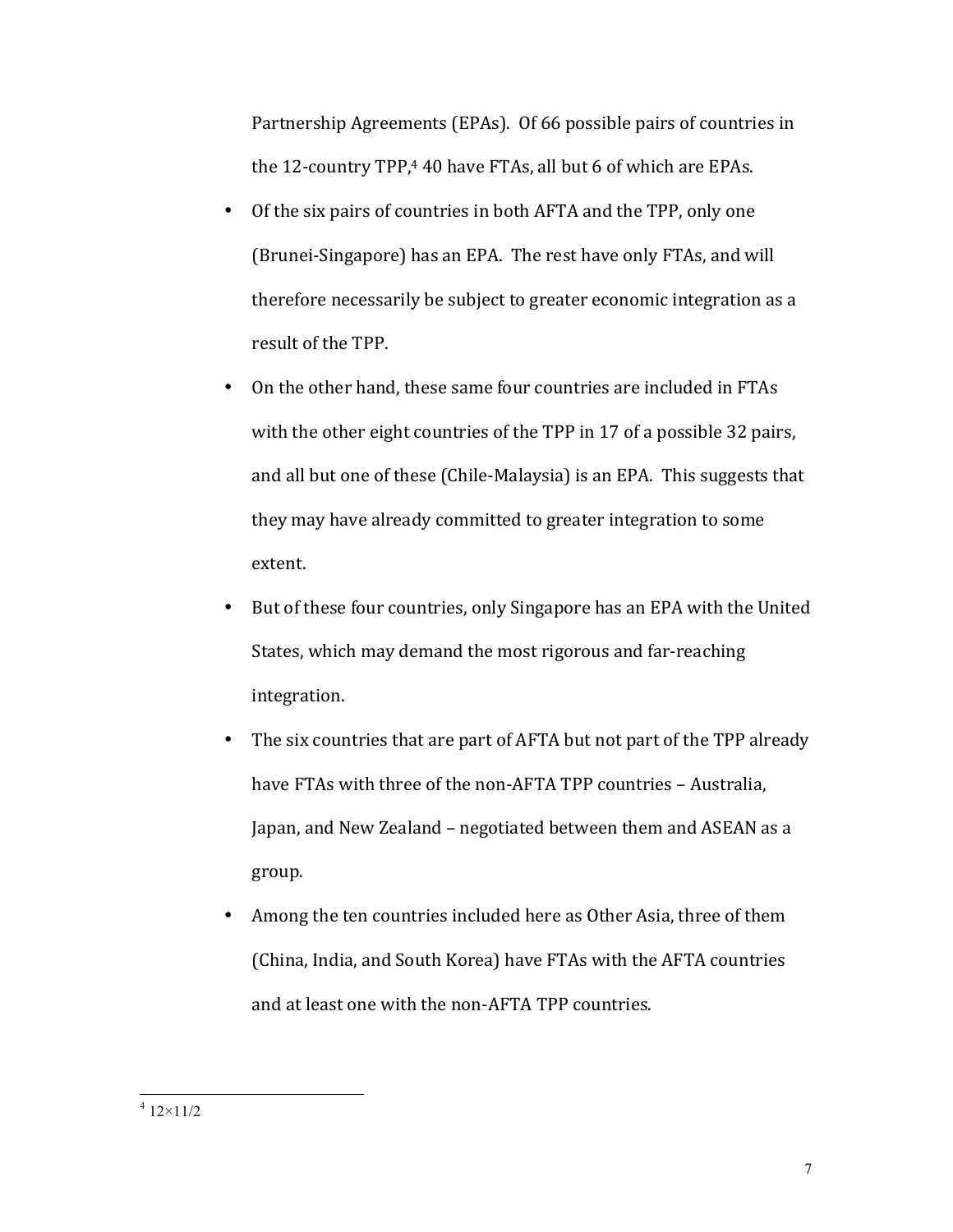Partnership Agreements (EPAs). Of 66 possible pairs of countries in the 12-country TPP,[4] 40 have FTAs, all but 6 of which are EPAs.

- Of the six pairs of countries in both AFTA and the TPP, only one (Brunei-Singapore) has an EPA. The rest have only FTAs, and will therefore necessarily be subject to greater economic integration as a result of the TPP.
- On the other hand, these same four countries are included in FTAs with the other eight countries of the TPP in 17 of a possible 32 pairs, and all but one of these (Chile-Malaysia) is an EPA. This suggests that they may have already committed to greater integration to some extent.
- But of these four countries, only Singapore has an EPA with the United States, which may demand the most rigorous and far-reaching integration.
- The six countries that are part of AFTA but not part of the TPP already have FTAs with three of the non-AFTA TPP countries – Australia, Japan, and New Zealand – negotiated between them and ASEAN as a group.
- Among the ten countries included here as Other Asia, three of them (China, India, and South Korea) have FTAs with the AFTA countries and at least one with the non-AFTA TPP countries.

---

[4] $12 \times 11/2$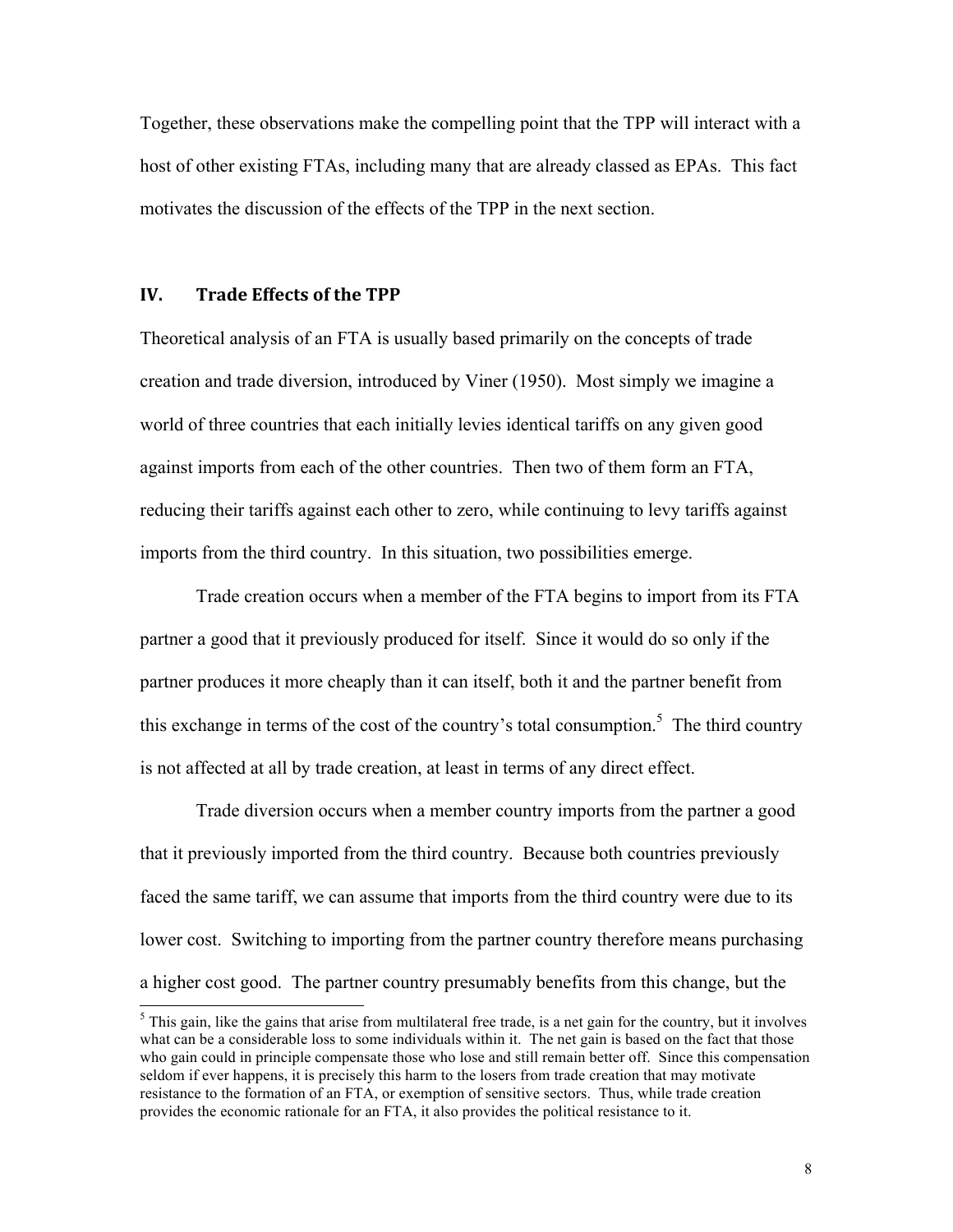Together, these observations make the compelling point that the TPP will interact with a host of other existing FTAs, including many that are already classed as EPAs. This fact motivates the discussion of the effects of the TPP in the next section.

## IV. Trade Effects of the TPP

Theoretical analysis of an FTA is usually based primarily on the concepts of trade creation and trade diversion, introduced by Viner (1950). Most simply we imagine a world of three countries that each initially levies identical tariffs on any given good against imports from each of the other countries. Then two of them form an FTA, reducing their tariffs against each other to zero, while continuing to levy tariffs against imports from the third country. In this situation, two possibilities emerge.

Trade creation occurs when a member of the FTA begins to import from its FTA partner a good that it previously produced for itself. Since it would do so only if the partner produces it more cheaply than it can itself, both it and the partner benefit from this exchange in terms of the cost of the country's total consumption.[5] The third country is not affected at all by trade creation, at least in terms of any direct effect.

Trade diversion occurs when a member country imports from the partner a good that it previously imported from the third country. Because both countries previously faced the same tariff, we can assume that imports from the third country were due to its lower cost. Switching to importing from the partner country therefore means purchasing a higher cost good. The partner country presumably benefits from this change, but the

[5] This gain, like the gains that arise from multilateral free trade, is a net gain for the country, but it involves what can be a considerable loss to some individuals within it. The net gain is based on the fact that those who gain could in principle compensate those who lose and still remain better off. Since this compensation seldom if ever happens, it is precisely this harm to the losers from trade creation that may motivate resistance to the formation of an FTA, or exemption of sensitive sectors. Thus, while trade creation provides the economic rationale for an FTA, it also provides the political resistance to it.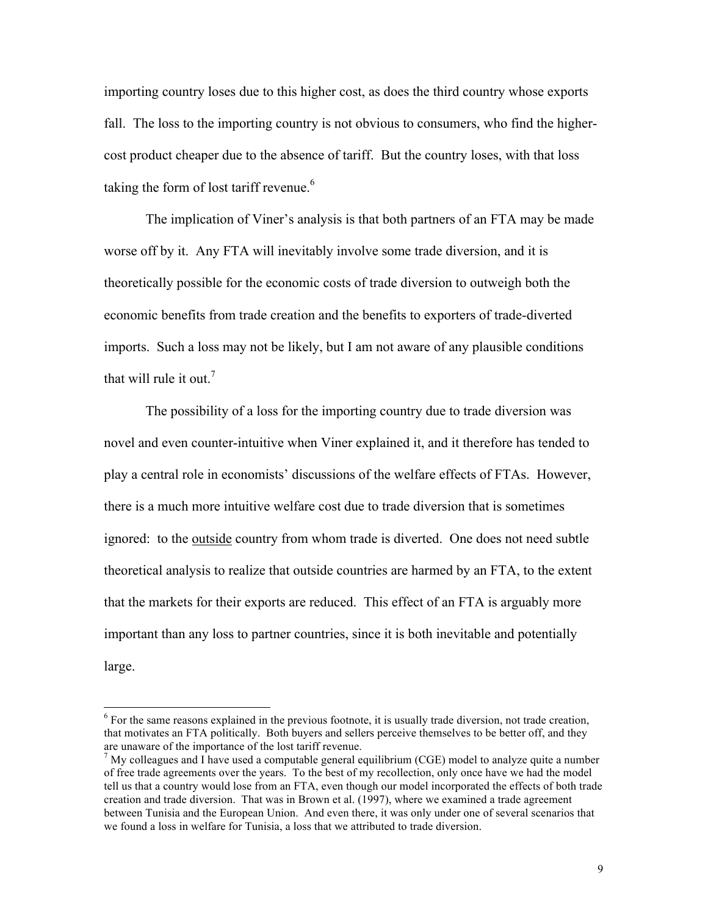importing country loses due to this higher cost, as does the third country whose exports fall. The loss to the importing country is not obvious to consumers, who find the higher-cost product cheaper due to the absence of tariff. But the country loses, with that loss taking the form of lost tariff revenue.[6]

The implication of Viner's analysis is that both partners of an FTA may be made worse off by it. Any FTA will inevitably involve some trade diversion, and it is theoretically possible for the economic costs of trade diversion to outweigh both the economic benefits from trade creation and the benefits to exporters of trade-diverted imports. Such a loss may not be likely, but I am not aware of any plausible conditions that will rule it out.[7]

The possibility of a loss for the importing country due to trade diversion was novel and even counter-intuitive when Viner explained it, and it therefore has tended to play a central role in economists' discussions of the welfare effects of FTAs. However, there is a much more intuitive welfare cost due to trade diversion that is sometimes ignored: to the <u>outside</u> country from whom trade is diverted. One does not need subtle theoretical analysis to realize that outside countries are harmed by an FTA, to the extent that the markets for their exports are reduced. This effect of an FTA is arguably more important than any loss to partner countries, since it is both inevitable and potentially large.

---

[6] For the same reasons explained in the previous footnote, it is usually trade diversion, not trade creation, that motivates an FTA politically. Both buyers and sellers perceive themselves to be better off, and they are unaware of the importance of the lost tariff revenue.

[7] My colleagues and I have used a computable general equilibrium (CGE) model to analyze quite a number of free trade agreements over the years. To the best of my recollection, only once have we had the model tell us that a country would lose from an FTA, even though our model incorporated the effects of both trade creation and trade diversion. That was in Brown et al. (1997), where we examined a trade agreement between Tunisia and the European Union. And even there, it was only under one of several scenarios that we found a loss in welfare for Tunisia, a loss that we attributed to trade diversion.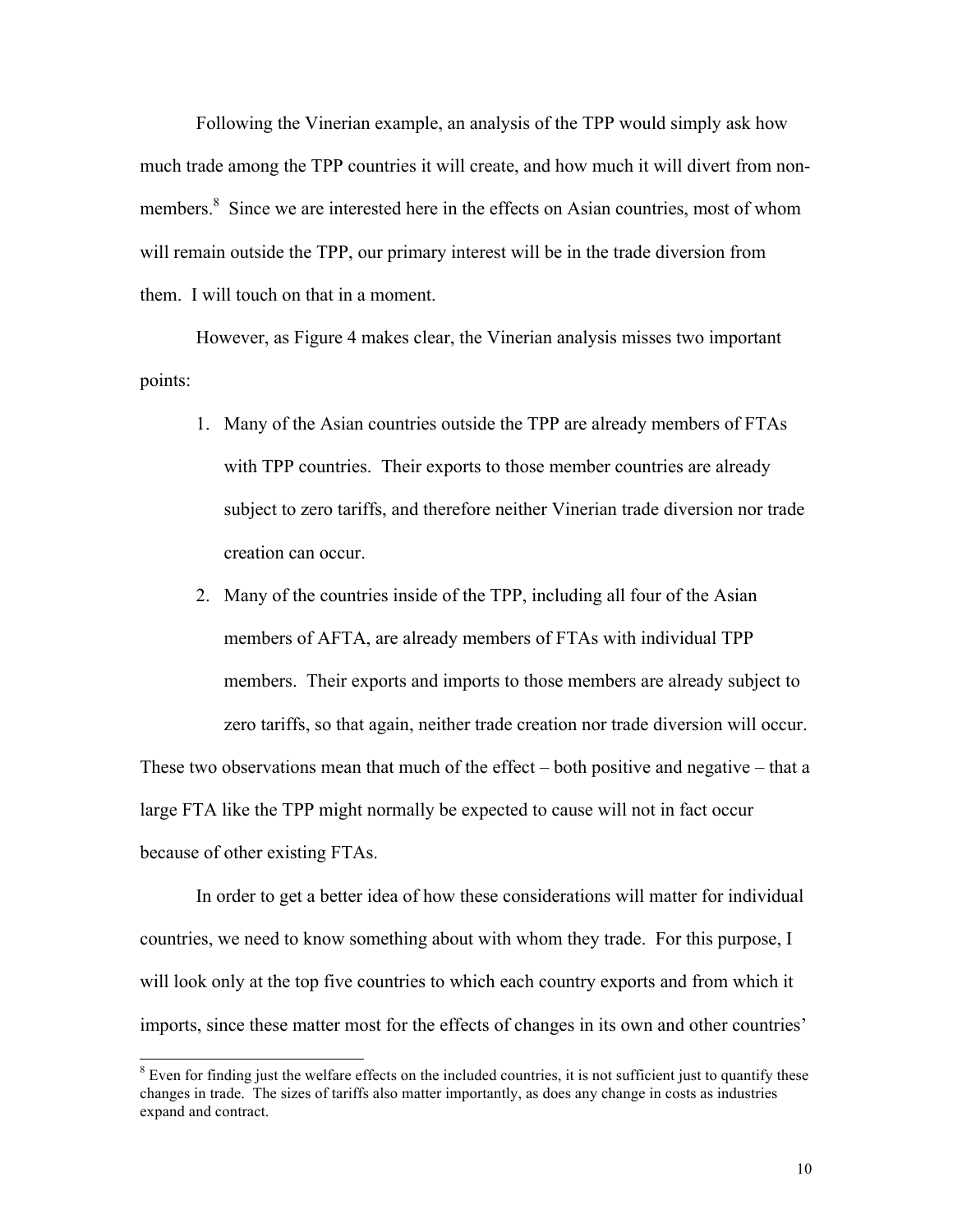Following the Vinerian example, an analysis of the TPP would simply ask how much trade among the TPP countries it will create, and how much it will divert from non-members.[8] Since we are interested here in the effects on Asian countries, most of whom will remain outside the TPP, our primary interest will be in the trade diversion from them. I will touch on that in a moment.

However, as Figure 4 makes clear, the Vinerian analysis misses two important points:

1. Many of the Asian countries outside the TPP are already members of FTAs with TPP countries. Their exports to those member countries are already subject to zero tariffs, and therefore neither Vinerian trade diversion nor trade creation can occur.
2. Many of the countries inside of the TPP, including all four of the Asian members of AFTA, are already members of FTAs with individual TPP members. Their exports and imports to those members are already subject to zero tariffs, so that again, neither trade creation nor trade diversion will occur.

These two observations mean that much of the effect – both positive and negative – that a large FTA like the TPP might normally be expected to cause will not in fact occur because of other existing FTAs.

In order to get a better idea of how these considerations will matter for individual countries, we need to know something about with whom they trade. For this purpose, I will look only at the top five countries to which each country exports and from which it imports, since these matter most for the effects of changes in its own and other countries'

[8] Even for finding just the welfare effects on the included countries, it is not sufficient just to quantify these changes in trade. The sizes of tariffs also matter importantly, as does any change in costs as industries expand and contract.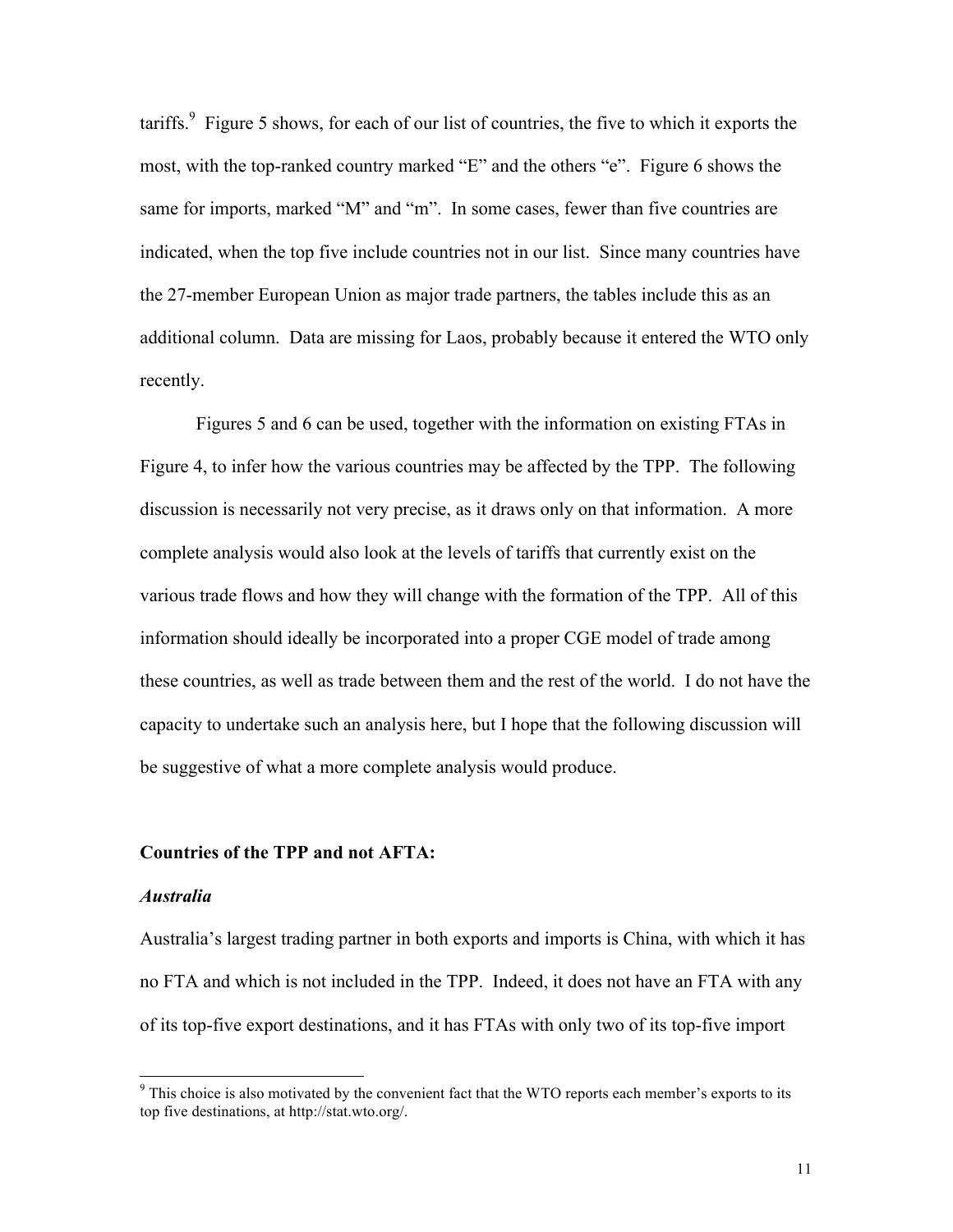tariffs.[9] Figure 5 shows, for each of our list of countries, the five to which it exports the most, with the top-ranked country marked "E" and the others "e". Figure 6 shows the same for imports, marked "M" and "m". In some cases, fewer than five countries are indicated, when the top five include countries not in our list. Since many countries have the 27-member European Union as major trade partners, the tables include this as an additional column. Data are missing for Laos, probably because it entered the WTO only recently.

Figures 5 and 6 can be used, together with the information on existing FTAs in Figure 4, to infer how the various countries may be affected by the TPP. The following discussion is necessarily not very precise, as it draws only on that information. A more complete analysis would also look at the levels of tariffs that currently exist on the various trade flows and how they will change with the formation of the TPP. All of this information should ideally be incorporated into a proper CGE model of trade among these countries, as well as trade between them and the rest of the world. I do not have the capacity to undertake such an analysis here, but I hope that the following discussion will be suggestive of what a more complete analysis would produce.

**Countries of the TPP and not AFTA:**

***Australia***

Australia's largest trading partner in both exports and imports is China, with which it has no FTA and which is not included in the TPP. Indeed, it does not have an FTA with any of its top-five export destinations, and it has FTAs with only two of its top-five import

[9] This choice is also motivated by the convenient fact that the WTO reports each member's exports to its top five destinations, at http://stat.wto.org/.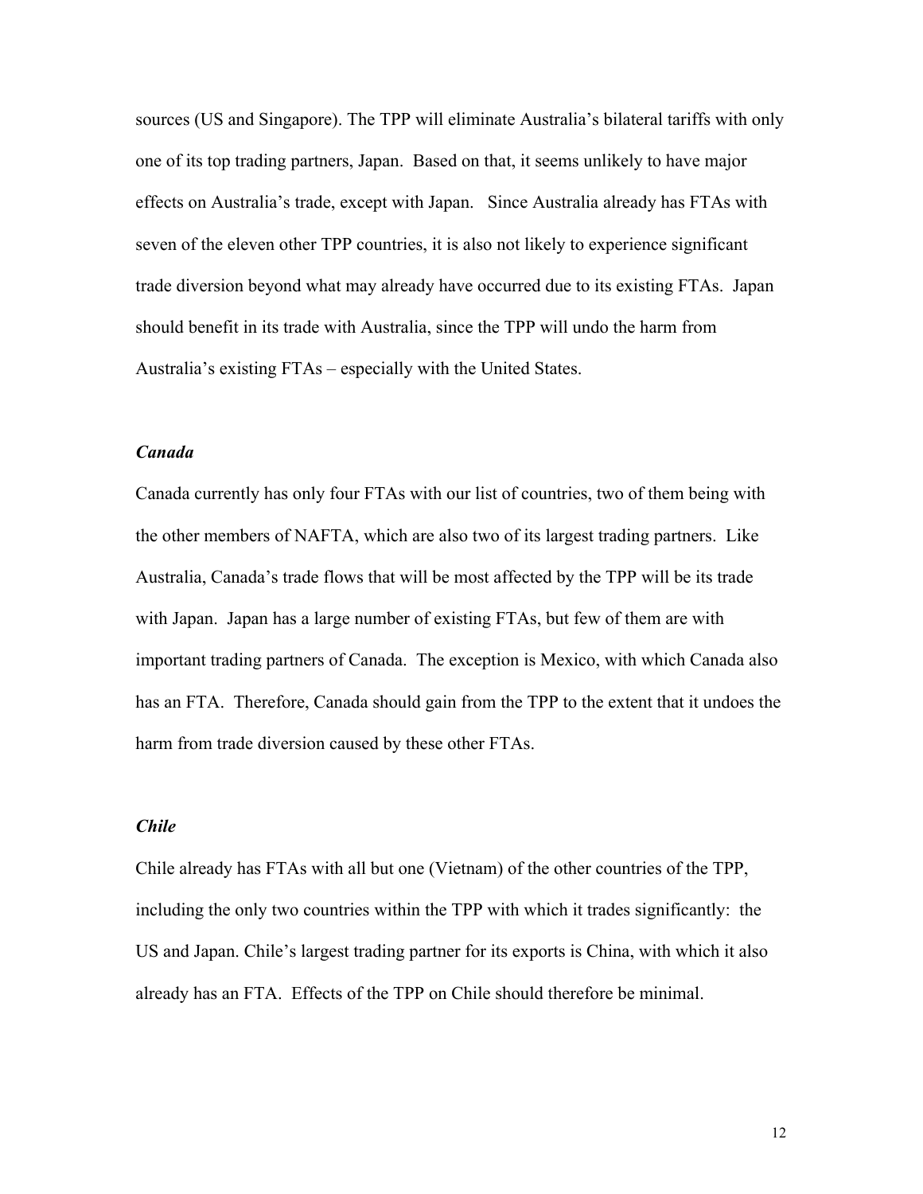sources (US and Singapore). The TPP will eliminate Australia's bilateral tariffs with only one of its top trading partners, Japan. Based on that, it seems unlikely to have major effects on Australia's trade, except with Japan. Since Australia already has FTAs with seven of the eleven other TPP countries, it is also not likely to experience significant trade diversion beyond what may already have occurred due to its existing FTAs. Japan should benefit in its trade with Australia, since the TPP will undo the harm from Australia's existing FTAs – especially with the United States.

### *Canada*

Canada currently has only four FTAs with our list of countries, two of them being with the other members of NAFTA, which are also two of its largest trading partners. Like Australia, Canada's trade flows that will be most affected by the TPP will be its trade with Japan. Japan has a large number of existing FTAs, but few of them are with important trading partners of Canada. The exception is Mexico, with which Canada also has an FTA. Therefore, Canada should gain from the TPP to the extent that it undoes the harm from trade diversion caused by these other FTAs.

### *Chile*

Chile already has FTAs with all but one (Vietnam) of the other countries of the TPP, including the only two countries within the TPP with which it trades significantly: the US and Japan. Chile's largest trading partner for its exports is China, with which it also already has an FTA. Effects of the TPP on Chile should therefore be minimal.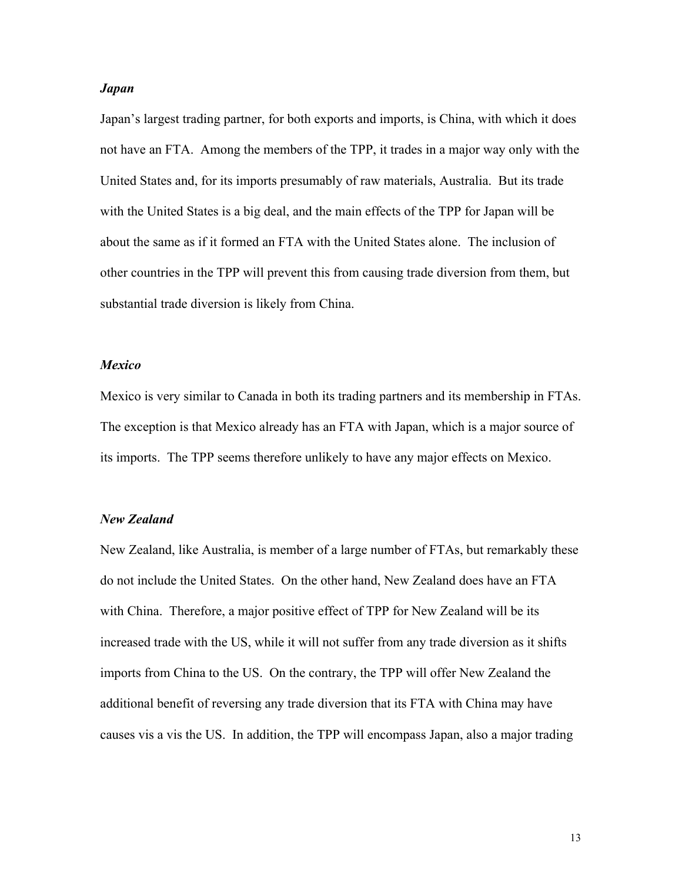***Japan***

Japan's largest trading partner, for both exports and imports, is China, with which it does not have an FTA. Among the members of the TPP, it trades in a major way only with the United States and, for its imports presumably of raw materials, Australia. But its trade with the United States is a big deal, and the main effects of the TPP for Japan will be about the same as if it formed an FTA with the United States alone. The inclusion of other countries in the TPP will prevent this from causing trade diversion from them, but substantial trade diversion is likely from China.

***Mexico***

Mexico is very similar to Canada in both its trading partners and its membership in FTAs. The exception is that Mexico already has an FTA with Japan, which is a major source of its imports. The TPP seems therefore unlikely to have any major effects on Mexico.

***New Zealand***

New Zealand, like Australia, is member of a large number of FTAs, but remarkably these do not include the United States. On the other hand, New Zealand does have an FTA with China. Therefore, a major positive effect of TPP for New Zealand will be its increased trade with the US, while it will not suffer from any trade diversion as it shifts imports from China to the US. On the contrary, the TPP will offer New Zealand the additional benefit of reversing any trade diversion that its FTA with China may have causes vis a vis the US. In addition, the TPP will encompass Japan, also a major trading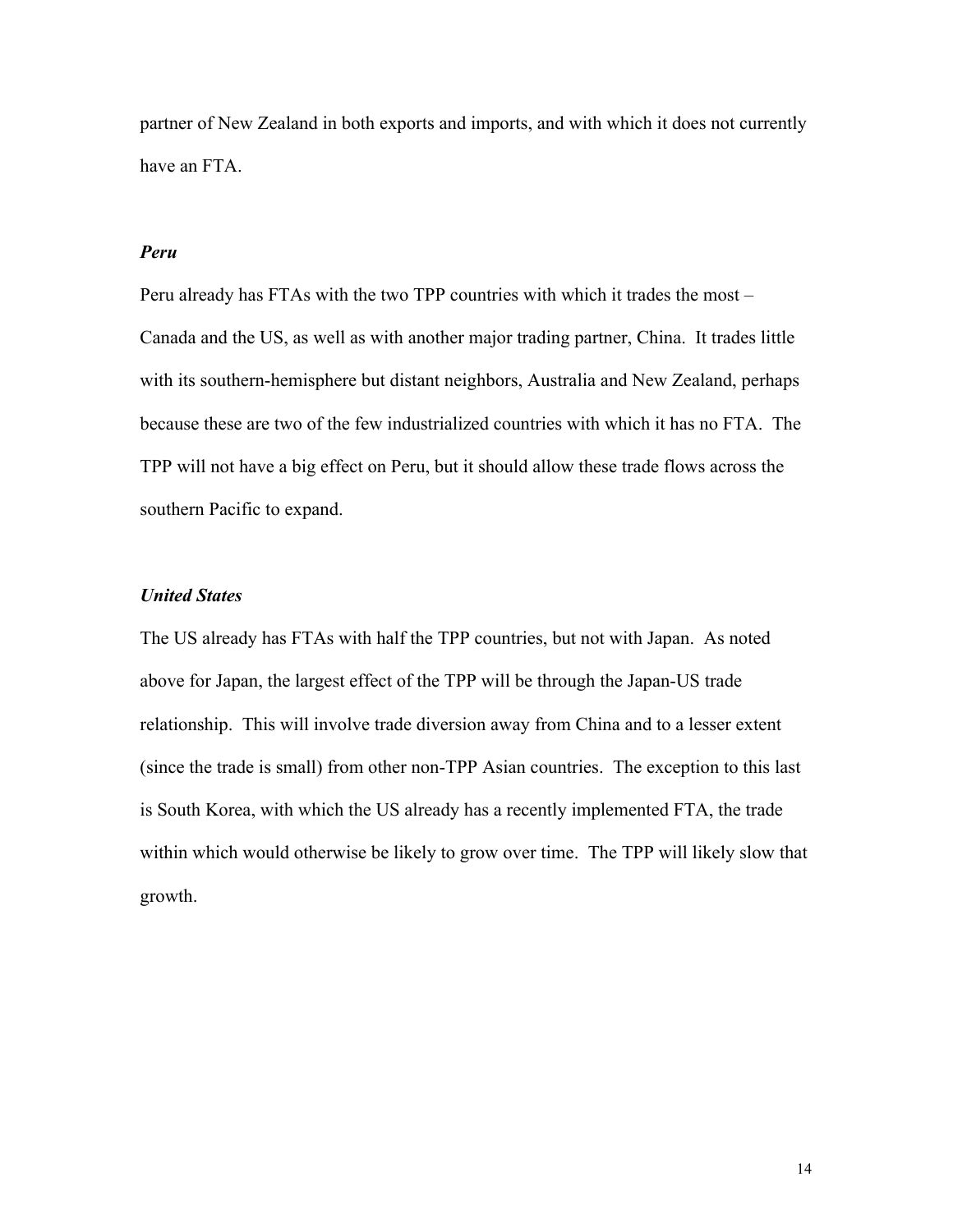partner of New Zealand in both exports and imports, and with which it does not currently have an FTA.

***Peru***

Peru already has FTAs with the two TPP countries with which it trades the most – Canada and the US, as well as with another major trading partner, China. It trades little with its southern-hemisphere but distant neighbors, Australia and New Zealand, perhaps because these are two of the few industrialized countries with which it has no FTA. The TPP will not have a big effect on Peru, but it should allow these trade flows across the southern Pacific to expand.

***United States***

The US already has FTAs with half the TPP countries, but not with Japan. As noted above for Japan, the largest effect of the TPP will be through the Japan-US trade relationship. This will involve trade diversion away from China and to a lesser extent (since the trade is small) from other non-TPP Asian countries. The exception to this last is South Korea, with which the US already has a recently implemented FTA, the trade within which would otherwise be likely to grow over time. The TPP will likely slow that growth.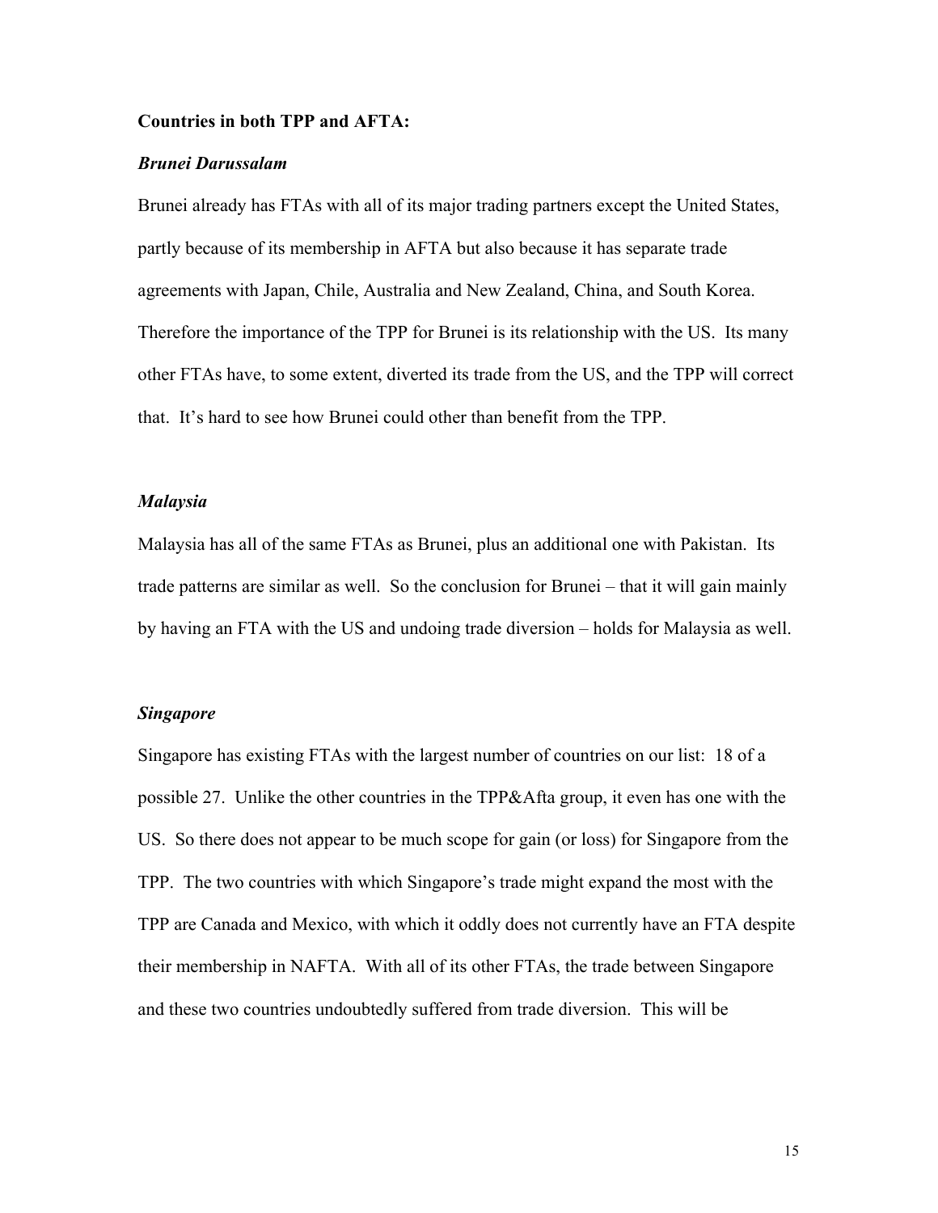**Countries in both TPP and AFTA:**

***Brunei Darussalam***

Brunei already has FTAs with all of its major trading partners except the United States, partly because of its membership in AFTA but also because it has separate trade agreements with Japan, Chile, Australia and New Zealand, China, and South Korea. Therefore the importance of the TPP for Brunei is its relationship with the US. Its many other FTAs have, to some extent, diverted its trade from the US, and the TPP will correct that. It's hard to see how Brunei could other than benefit from the TPP.

***Malaysia***

Malaysia has all of the same FTAs as Brunei, plus an additional one with Pakistan. Its trade patterns are similar as well. So the conclusion for Brunei – that it will gain mainly by having an FTA with the US and undoing trade diversion – holds for Malaysia as well.

***Singapore***

Singapore has existing FTAs with the largest number of countries on our list: 18 of a possible 27. Unlike the other countries in the TPP&Afta group, it even has one with the US. So there does not appear to be much scope for gain (or loss) for Singapore from the TPP. The two countries with which Singapore's trade might expand the most with the TPP are Canada and Mexico, with which it oddly does not currently have an FTA despite their membership in NAFTA. With all of its other FTAs, the trade between Singapore and these two countries undoubtedly suffered from trade diversion. This will be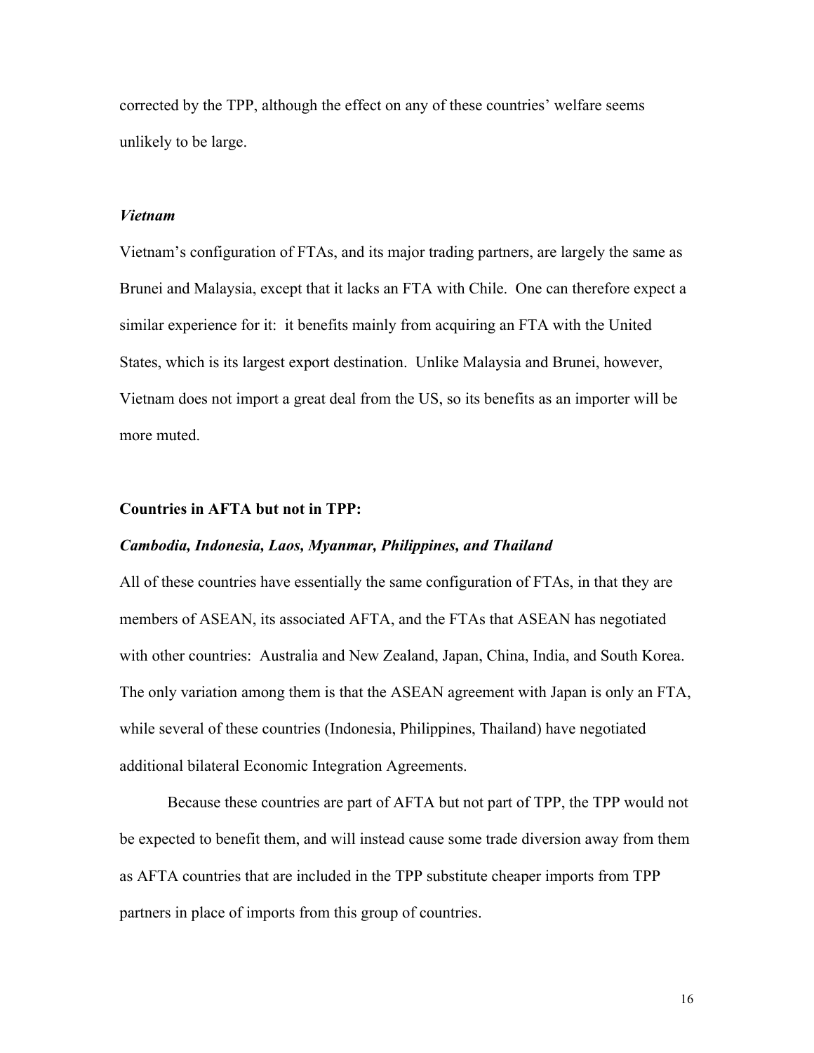corrected by the TPP, although the effect on any of these countries' welfare seems unlikely to be large.

### *Vietnam*

Vietnam's configuration of FTAs, and its major trading partners, are largely the same as Brunei and Malaysia, except that it lacks an FTA with Chile. One can therefore expect a similar experience for it: it benefits mainly from acquiring an FTA with the United States, which is its largest export destination. Unlike Malaysia and Brunei, however, Vietnam does not import a great deal from the US, so its benefits as an importer will be more muted.

## Countries in AFTA but not in TPP:

### *Cambodia, Indonesia, Laos, Myanmar, Philippines, and Thailand*

All of these countries have essentially the same configuration of FTAs, in that they are members of ASEAN, its associated AFTA, and the FTAs that ASEAN has negotiated with other countries: Australia and New Zealand, Japan, China, India, and South Korea. The only variation among them is that the ASEAN agreement with Japan is only an FTA, while several of these countries (Indonesia, Philippines, Thailand) have negotiated additional bilateral Economic Integration Agreements.

Because these countries are part of AFTA but not part of TPP, the TPP would not be expected to benefit them, and will instead cause some trade diversion away from them as AFTA countries that are included in the TPP substitute cheaper imports from TPP partners in place of imports from this group of countries.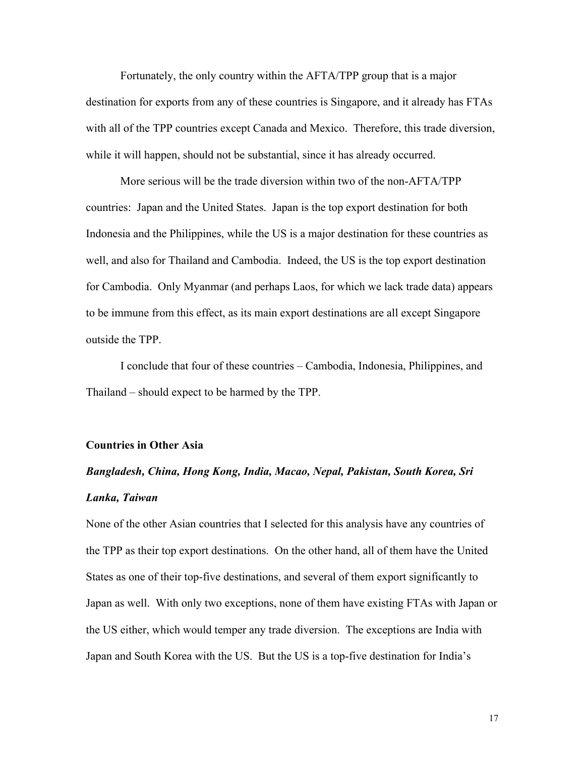Fortunately, the only country within the AFTA/TPP group that is a major destination for exports from any of these countries is Singapore, and it already has FTAs with all of the TPP countries except Canada and Mexico. Therefore, this trade diversion, while it will happen, should not be substantial, since it has already occurred.

More serious will be the trade diversion within two of the non-AFTA/TPP countries: Japan and the United States. Japan is the top export destination for both Indonesia and the Philippines, while the US is a major destination for these countries as well, and also for Thailand and Cambodia. Indeed, the US is the top export destination for Cambodia. Only Myanmar (and perhaps Laos, for which we lack trade data) appears to be immune from this effect, as its main export destinations are all except Singapore outside the TPP.

I conclude that four of these countries – Cambodia, Indonesia, Philippines, and Thailand – should expect to be harmed by the TPP.

**Countries in Other Asia**

***Bangladesh, China, Hong Kong, India, Macao, Nepal, Pakistan, South Korea, Sri Lanka, Taiwan***

None of the other Asian countries that I selected for this analysis have any countries of the TPP as their top export destinations. On the other hand, all of them have the United States as one of their top-five destinations, and several of them export significantly to Japan as well. With only two exceptions, none of them have existing FTAs with Japan or the US either, which would temper any trade diversion. The exceptions are India with Japan and South Korea with the US. But the US is a top-five destination for India's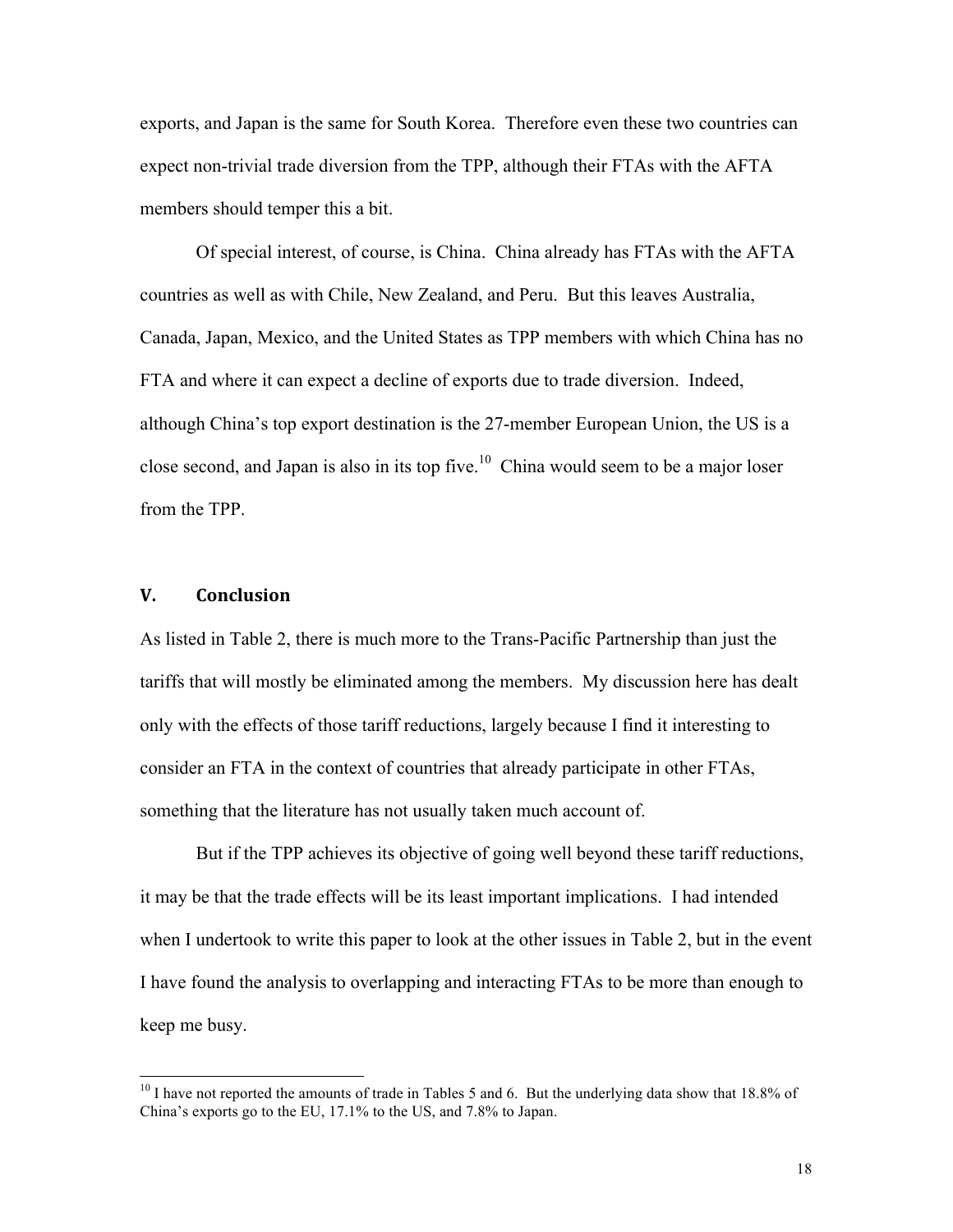exports, and Japan is the same for South Korea. Therefore even these two countries can expect non-trivial trade diversion from the TPP, although their FTAs with the AFTA members should temper this a bit.

Of special interest, of course, is China. China already has FTAs with the AFTA countries as well as with Chile, New Zealand, and Peru. But this leaves Australia, Canada, Japan, Mexico, and the United States as TPP members with which China has no FTA and where it can expect a decline of exports due to trade diversion. Indeed, although China's top export destination is the 27-member European Union, the US is a close second, and Japan is also in its top five.[10] China would seem to be a major loser from the TPP.

## V. Conclusion

As listed in Table 2, there is much more to the Trans-Pacific Partnership than just the tariffs that will mostly be eliminated among the members. My discussion here has dealt only with the effects of those tariff reductions, largely because I find it interesting to consider an FTA in the context of countries that already participate in other FTAs, something that the literature has not usually taken much account of.

But if the TPP achieves its objective of going well beyond these tariff reductions, it may be that the trade effects will be its least important implications. I had intended when I undertook to write this paper to look at the other issues in Table 2, but in the event I have found the analysis to overlapping and interacting FTAs to be more than enough to keep me busy.

---

[10] I have not reported the amounts of trade in Tables 5 and 6. But the underlying data show that 18.8% of China's exports go to the EU, 17.1% to the US, and 7.8% to Japan.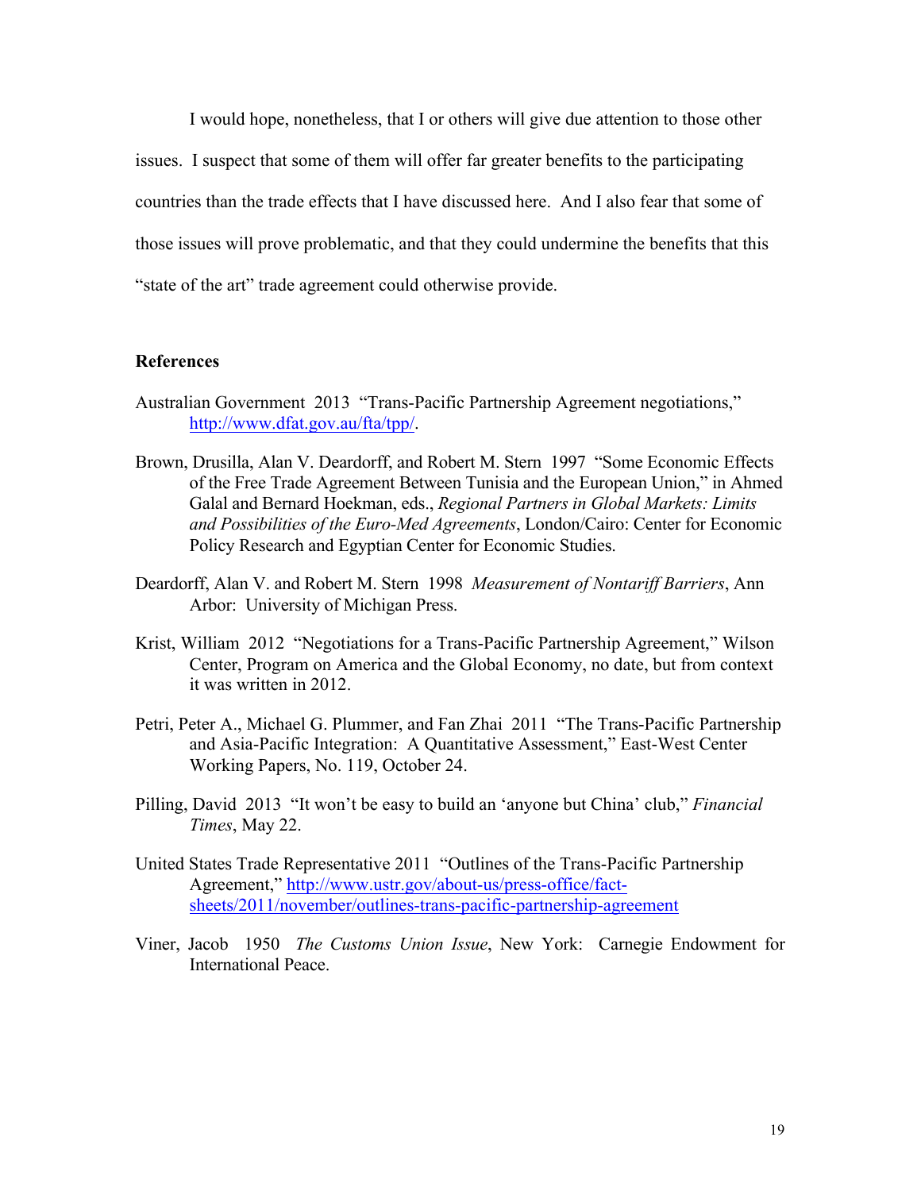I would hope, nonetheless, that I or others will give due attention to those other issues. I suspect that some of them will offer far greater benefits to the participating countries than the trade effects that I have discussed here. And I also fear that some of those issues will prove problematic, and that they could undermine the benefits that this "state of the art" trade agreement could otherwise provide.

## References

Australian Government 2013 "Trans-Pacific Partnership Agreement negotiations," http://www.dfat.gov.au/fta/tpp/.

Brown, Drusilla, Alan V. Deardorff, and Robert M. Stern 1997 "Some Economic Effects of the Free Trade Agreement Between Tunisia and the European Union," in Ahmed Galal and Bernard Hoekman, eds., *Regional Partners in Global Markets: Limits and Possibilities of the Euro-Med Agreements*, London/Cairo: Center for Economic Policy Research and Egyptian Center for Economic Studies.

Deardorff, Alan V. and Robert M. Stern 1998 *Measurement of Nontariff Barriers*, Ann Arbor: University of Michigan Press.

Krist, William 2012 "Negotiations for a Trans-Pacific Partnership Agreement," Wilson Center, Program on America and the Global Economy, no date, but from context it was written in 2012.

Petri, Peter A., Michael G. Plummer, and Fan Zhai 2011 "The Trans-Pacific Partnership and Asia-Pacific Integration: A Quantitative Assessment," East-West Center Working Papers, No. 119, October 24.

Pilling, David 2013 "It won't be easy to build an 'anyone but China' club," *Financial Times*, May 22.

United States Trade Representative 2011 "Outlines of the Trans-Pacific Partnership Agreement," http://www.ustr.gov/about-us/press-office/fact-sheets/2011/november/outlines-trans-pacific-partnership-agreement

Viner, Jacob 1950 *The Customs Union Issue*, New York: Carnegie Endowment for International Peace.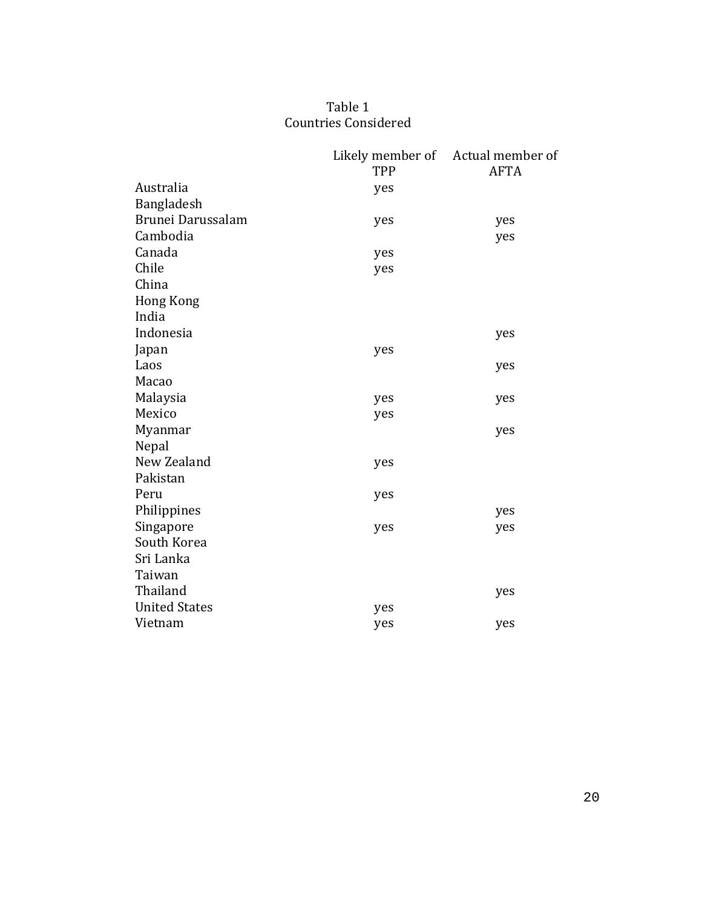Table 1
Countries Considered

| | Likely member of TPP | Actual member of AFTA |
|---|---|---|
| Australia | yes | |
| Bangladesh | | |
| Brunei Darussalam | yes | yes |
| Cambodia | | yes |
| Canada | yes | |
| Chile | yes | |
| China | | |
| Hong Kong | | |
| India | | |
| Indonesia | | yes |
| Japan | yes | |
| Laos | | yes |
| Macao | | |
| Malaysia | yes | yes |
| Mexico | yes | |
| Myanmar | | yes |
| Nepal | | |
| New Zealand | yes | |
| Pakistan | | |
| Peru | yes | |
| Philippines | | yes |
| Singapore | yes | yes |
| South Korea | | |
| Sri Lanka | | |
| Taiwan | | |
| Thailand | | yes |
| United States | yes | |
| Vietnam | yes | yes |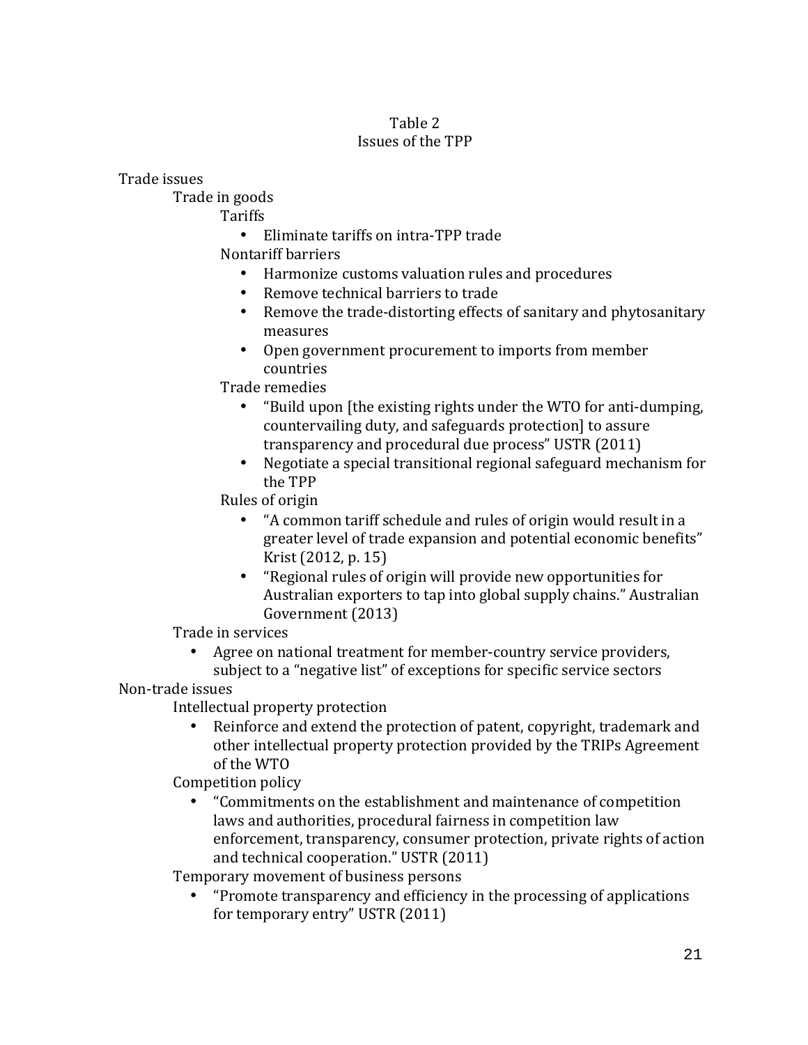Table 2
Issues of the TPP

Trade issues

- Trade in goods
  - Tariffs
    - Eliminate tariffs on intra-TPP trade
  - Nontariff barriers
    - Harmonize customs valuation rules and procedures
    - Remove technical barriers to trade
    - Remove the trade-distorting effects of sanitary and phytosanitary measures
    - Open government procurement to imports from member countries
  - Trade remedies
    - "Build upon [the existing rights under the WTO for anti-dumping, countervailing duty, and safeguards protection] to assure transparency and procedural due process" USTR (2011)
    - Negotiate a special transitional regional safeguard mechanism for the TPP
  - Rules of origin
    - "A common tariff schedule and rules of origin would result in a greater level of trade expansion and potential economic benefits" Krist (2012, p. 15)
    - "Regional rules of origin will provide new opportunities for Australian exporters to tap into global supply chains." Australian Government (2013)
- Trade in services
  - Agree on national treatment for member-country service providers, subject to a "negative list" of exceptions for specific service sectors

Non-trade issues

- Intellectual property protection
  - Reinforce and extend the protection of patent, copyright, trademark and other intellectual property protection provided by the TRIPs Agreement of the WTO
- Competition policy
  - "Commitments on the establishment and maintenance of competition laws and authorities, procedural fairness in competition law enforcement, transparency, consumer protection, private rights of action and technical cooperation." USTR (2011)
- Temporary movement of business persons
  - "Promote transparency and efficiency in the processing of applications for temporary entry" USTR (2011)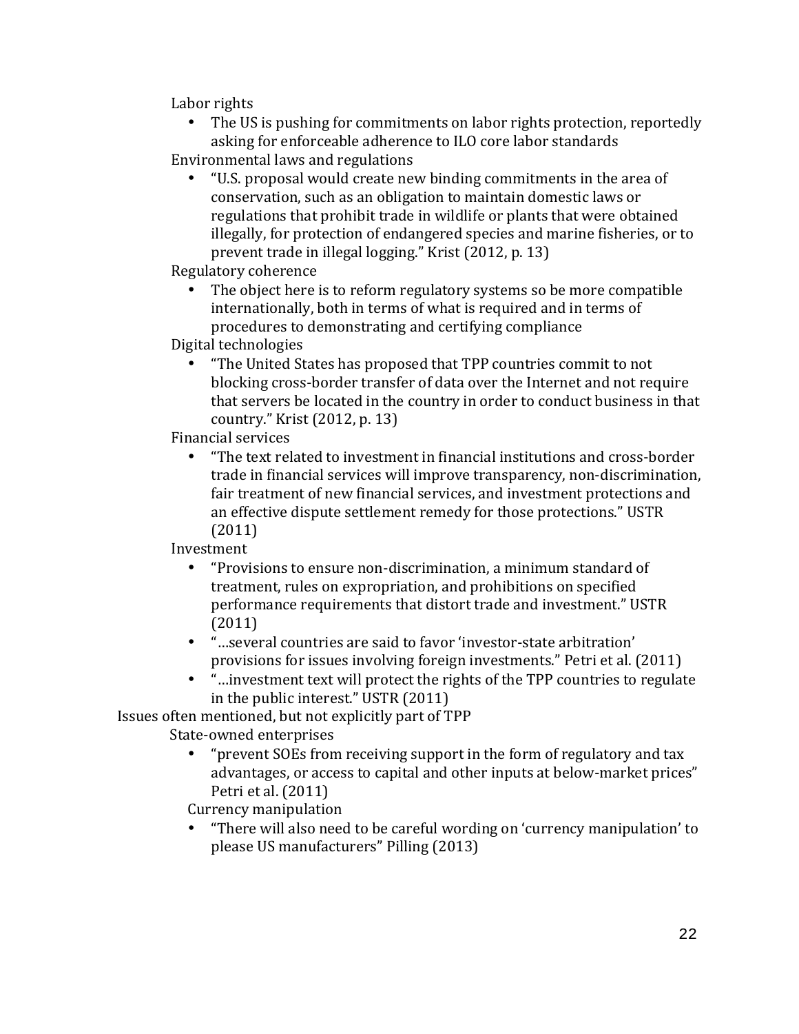Labor rights

- The US is pushing for commitments on labor rights protection, reportedly asking for enforceable adherence to ILO core labor standards

Environmental laws and regulations

- "U.S. proposal would create new binding commitments in the area of conservation, such as an obligation to maintain domestic laws or regulations that prohibit trade in wildlife or plants that were obtained illegally, for protection of endangered species and marine fisheries, or to prevent trade in illegal logging." Krist (2012, p. 13)

Regulatory coherence

- The object here is to reform regulatory systems so be more compatible internationally, both in terms of what is required and in terms of procedures to demonstrating and certifying compliance

Digital technologies

- "The United States has proposed that TPP countries commit to not blocking cross-border transfer of data over the Internet and not require that servers be located in the country in order to conduct business in that country." Krist (2012, p. 13)

Financial services

- "The text related to investment in financial institutions and cross-border trade in financial services will improve transparency, non-discrimination, fair treatment of new financial services, and investment protections and an effective dispute settlement remedy for those protections." USTR (2011)

Investment

- "Provisions to ensure non-discrimination, a minimum standard of treatment, rules on expropriation, and prohibitions on specified performance requirements that distort trade and investment." USTR (2011)
- "…several countries are said to favor 'investor-state arbitration' provisions for issues involving foreign investments." Petri et al. (2011)
- "…investment text will protect the rights of the TPP countries to regulate in the public interest." USTR (2011)

Issues often mentioned, but not explicitly part of TPP

State-owned enterprises

- "prevent SOEs from receiving support in the form of regulatory and tax advantages, or access to capital and other inputs at below-market prices" Petri et al. (2011)

Currency manipulation

- "There will also need to be careful wording on 'currency manipulation' to please US manufacturers" Pilling (2013)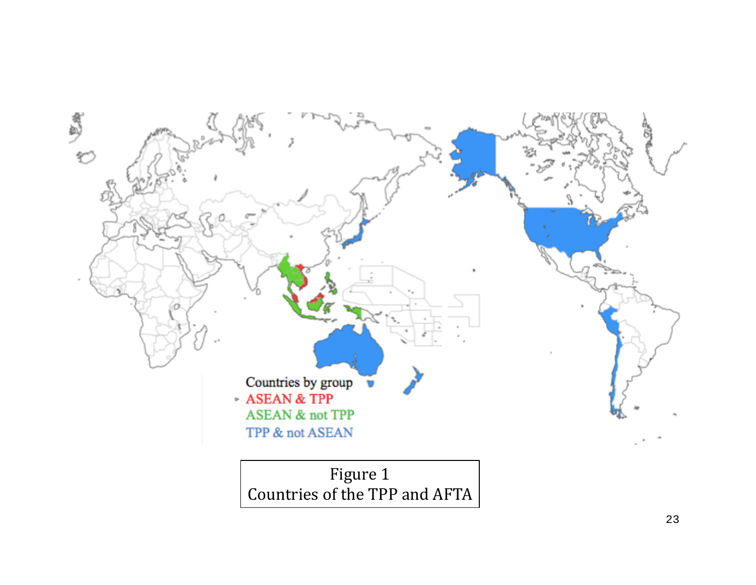Countries by group

ASEAN & TPP

ASEAN & not TPP

TPP & not ASEAN

Figure 1
Countries of the TPP and AFTA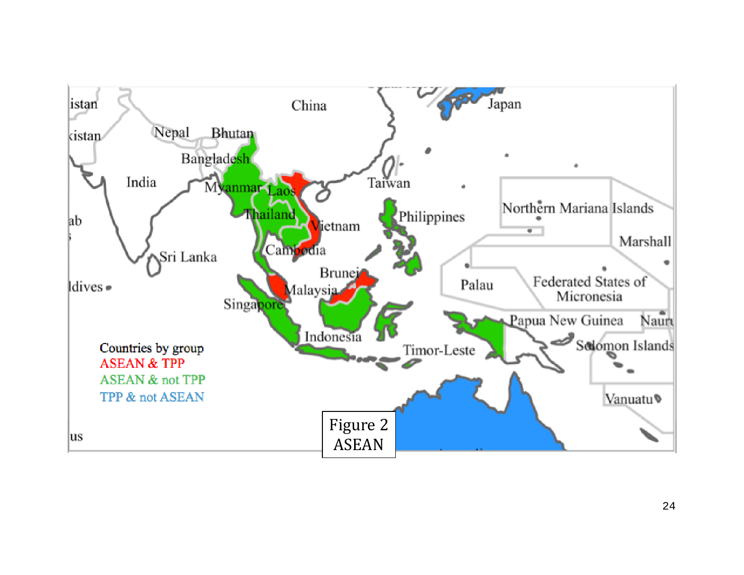Countries by group
ASEAN & TPP
ASEAN & not TPP
TPP & not ASEAN

Figure 2
ASEAN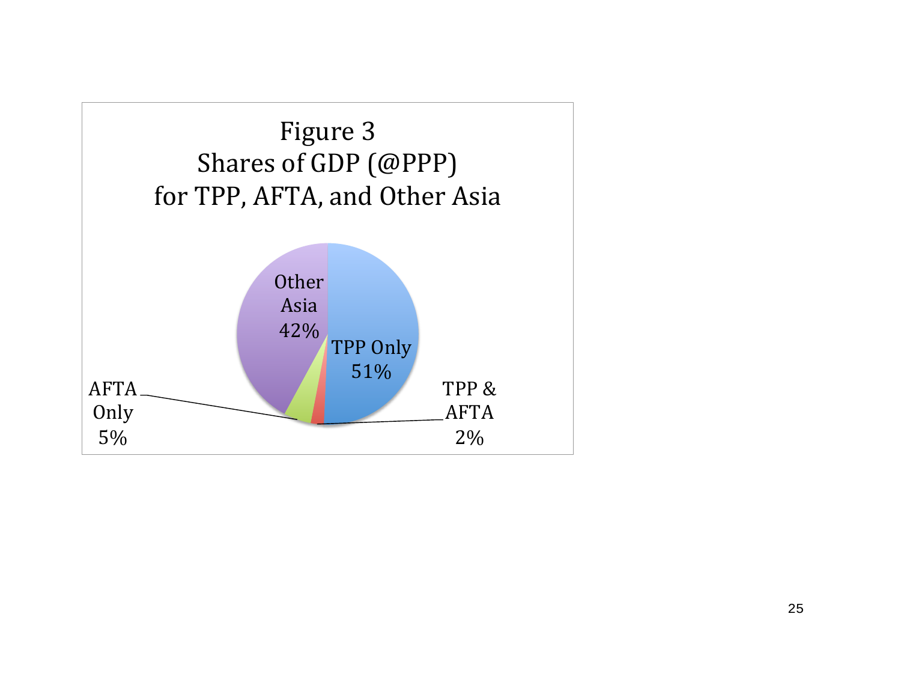Figure 3
Shares of GDP (@PPP)
for TPP, AFTA, and Other Asia

Other Asia 42%

TPP Only 51%

TPP & AFTA 2%

AFTA Only 5%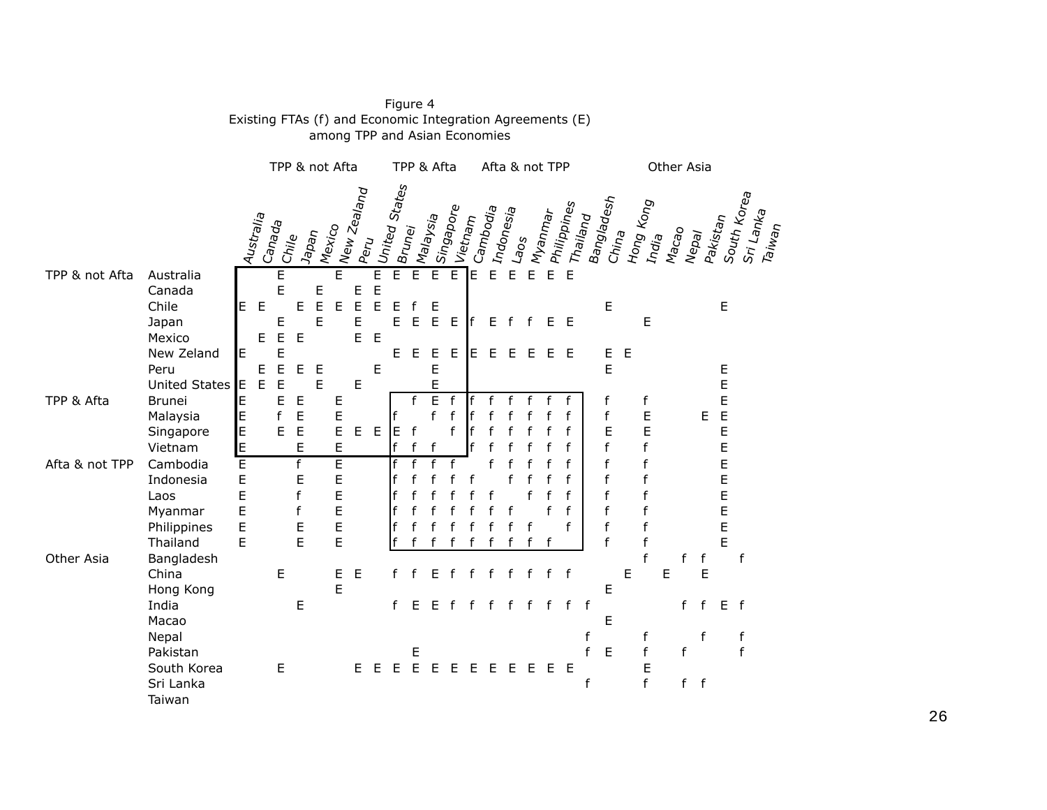Figure 4
Existing FTAs (f) and Economic Integration Agreements (E)
among TPP and Asian Economies

| | | TPP & not Afta | | | | | | | | TPP & Afta | | | | Afta & not TPP | | | | | | Other Asia | | | | | | | | | |
|---|---|---|---|---|---|---|---|---|---|---|---|---|---|---|---|---|---|---|---|---|---|---|---|---|---|---|---|---|---|
| | | Australia | Canada | Chile | Japan | Mexico | New Zealand | Peru | United States | Brunei | Malaysia | Singapore | Vietnam | Cambodia | Indonesia | Laos | Myanmar | Philippines | Thailand | Bangladesh | China | Hong Kong | India | Macao | Nepal | Pakistan | South Korea | Sri Lanka | Taiwan |
| TPP & not Afta | Australia | | | E | | | E | | E | E | E | E | E | E | E | E | E | E | E | | | | | | | | | | |
| | Canada | | | E | | E | | E | E | | | | | | | | | | | | | | | | | | | | |
| | Chile | E | E | | E | E | E | E | E | E | f | E | | | | | | | | | E | | | | | | E | | |
| | Japan | | | E | | E | | E | | E | E | E | E | f | E | f | f | E | E | | | | E | | | | | | |
| | Mexico | | E | E | E | | | E | E | | | | | | | | | | | | | | | | | | | | |
| | New Zeland | E | | E | | | | | | E | E | E | E | E | E | E | E | E | E | | E | E | | | | | | | |
| | Peru | | E | E | E | E | | | E | | | E | | | | | | | | | E | | | | | | E | | |
| | United States | E | E | E | | E | | E | | | | E | | | | | | | | | | | | | | | E | | |
| TPP & Afta | Brunei | E | | E | E | | E | | | | f | E | f | f | f | f | f | f | f | | f | | f | | | | E | | |
| | Malaysia | E | | f | E | | E | | | f | | f | f | f | f | f | f | f | f | | f | | E | | | E | E | | |
| | Singapore | E | | E | E | | E | E | E | E | f | | f | f | f | f | f | f | f | | E | | E | | | | E | | |
| | Vietnam | E | | | E | | E | | | f | f | f | | f | f | f | f | f | f | | f | | f | | | | E | | |
| Afta & not TPP | Cambodia | E | | | f | | E | | | f | f | f | f | | f | f | f | f | f | | f | | f | | | | E | | |
| | Indonesia | E | | | E | | E | | | f | f | f | f | f | | f | f | f | f | | f | | f | | | | E | | |
| | Laos | E | | | f | | E | | | f | f | f | f | f | f | | f | f | f | | f | | f | | | | E | | |
| | Myanmar | E | | | f | | E | | | f | f | f | f | f | f | f | | f | f | | f | | f | | | | E | | |
| | Philippines | E | | | E | | E | | | f | f | f | f | f | f | f | f | | f | | f | | f | | | | E | | |
| | Thailand | E | | | E | | E | | | f | f | f | f | f | f | f | f | f | | | f | | f | | | | E | | |
| Other Asia | Bangladesh | | | | | | | | | | | | | | | | | | | | | | f | | f | f | | f | |
| | China | | | E | | | E | E | | f | f | E | f | f | f | f | f | f | f | | | E | | E | | E | | | |
| | Hong Kong | | | | | | E | | | | | | | | | | | | | | E | | | | | | | | |
| | India | | | | E | | | | | f | E | E | f | f | f | f | f | f | f | f | | | | | f | f | E | f | |
| | Macao | | | | | | | | | | | | | | | | | | | | E | | | | | | | | |
| | Nepal | | | | | | | | | | | | | | | | | | | f | | | f | | | f | | f | |
| | Pakistan | | | | | | | | | | E | | | | | | | | | f | E | | f | | f | | | f | |
| | South Korea | | | E | | | | E | E | E | E | E | E | E | E | E | E | E | E | | | | E | | | | | | |
| | Sri Lanka | | | | | | | | | | | | | | | | | | | f | | | f | | f | f | | | |
| | Taiwan | | | | | | | | | | | | | | | | | | | | | | | | | | | | |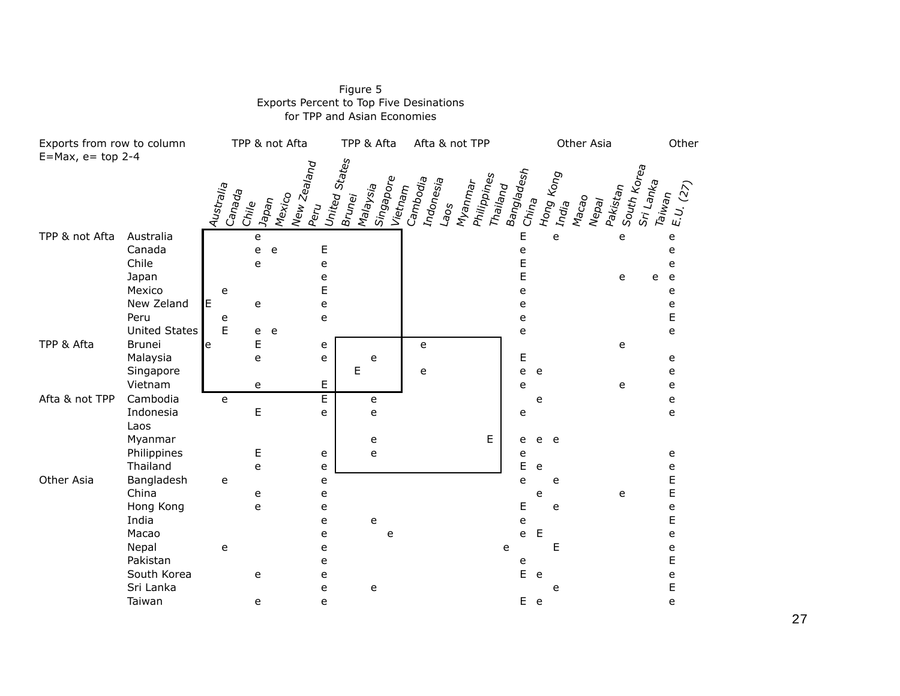Figure 5
Exports Percent to Top Five Desinations
for TPP and Asian Economies

Exports from row to column
E=Max, e= top 2-4

| | | TPP & not Afta | | | | | | | | TPP & Afta | | | | Afta & not TPP | | | | | | Other Asia | | | | | | | | | | Other |
|---|---|---|---|---|---|---|---|---|---|---|---|---|---|---|---|---|---|---|---|---|---|---|---|---|---|---|---|---|---|---|
| | | Australia | Canada | Chile | Japan | Mexico | New Zealand | Peru | United States | Brunei | Malaysia | Singapore | Vietnam | Cambodia | Indonesia | Laos | Myanmar | Philippines | Thailand | Bangladesh | China | Hong Kong | India | Macao | Nepal | Pakistan | South Korea | Sri Lanka | Taiwan | E.U. (27) |
| TPP & not Afta | Australia | | | | e | | | | | | | | | | | | | | | | E | | e | | | | e | | | e |
| | Canada | | | | e | e | | | E | | | | | | | | | | | | e | | | | | | | | | e |
| | Chile | | | | e | | | | e | | | | | | | | | | | | E | | | | | | | | | e |
| | Japan | | | | | | | | e | | | | | | | | | | | | E | | | | | | e | | e | e |
| | Mexico | | e | | | | | | E | | | | | | | | | | | | e | | | | | | | | | e |
| | New Zeland | E | | | e | | | | e | | | | | | | | | | | | e | | | | | | | | | e |
| | Peru | | e | | | | | | e | | | | | | | | | | | | e | | | | | | | | | E |
| | United States | | E | | e | e | | | | | | | | | | | | | | | e | | | | | | | | | e |
| TPP & Afta | Brunei | e | | | E | | | | e | | | | | | e | | | | | | | | | | | | e | | | |
| | Malaysia | | | | e | | | | e | | | e | | | | | | | | | E | | | | | | | | | e |
| | Singapore | | | | | | | | | | E | | | | e | | | | | | e | e | | | | | | | | e |
| | Vietnam | | | | e | | | | E | | | | | | | | | | | | e | | | | | | e | | | e |
| Afta & not TPP | Cambodia | | e | | | | | | E | | | e | | | | | | | | | | e | | | | | | | | e |
| | Indonesia | | | | E | | | | e | | | e | | | | | | | | | e | | | | | | | | | e |
| | Laos | | | | | | | | | | | | | | | | | | | | | | | | | | | | | |
| | Myanmar | | | | | | | | | | | e | | | | | | | E | | e | e | e | | | | | | | |
| | Philippines | | | | E | | | | e | | | e | | | | | | | | | e | | | | | | | | | e |
| | Thailand | | | | e | | | | e | | | | | | | | | | | | E | e | | | | | | | | e |
| Other Asia | Bangladesh | | e | | | | | | e | | | | | | | | | | | | e | | e | | | | | | | E |
| | China | | | | e | | | | e | | | | | | | | | | | | | e | | | | | e | | | E |
| | Hong Kong | | | | e | | | | e | | | | | | | | | | | | E | | e | | | | | | | e |
| | India | | | | | | | | e | | | e | | | | | | | | | e | | | | | | | | | E |
| | Macao | | | | | | | | e | | | | e | | | | | | | | e | E | | | | | | | | e |
| | Nepal | | e | | | | | | e | | | | | | | | | | | e | | | E | | | | | | | e |
| | Pakistan | | | | | | | | e | | | | | | | | | | | | e | | | | | | | | | E |
| | South Korea | | | | e | | | | e | | | | | | | | | | | | E | e | | | | | | | | e |
| | Sri Lanka | | | | | | | | e | | | e | | | | | | | | | | | e | | | | | | | E |
| | Taiwan | | | | e | | | | e | | | | | | | | | | | | E | e | | | | | | | | e |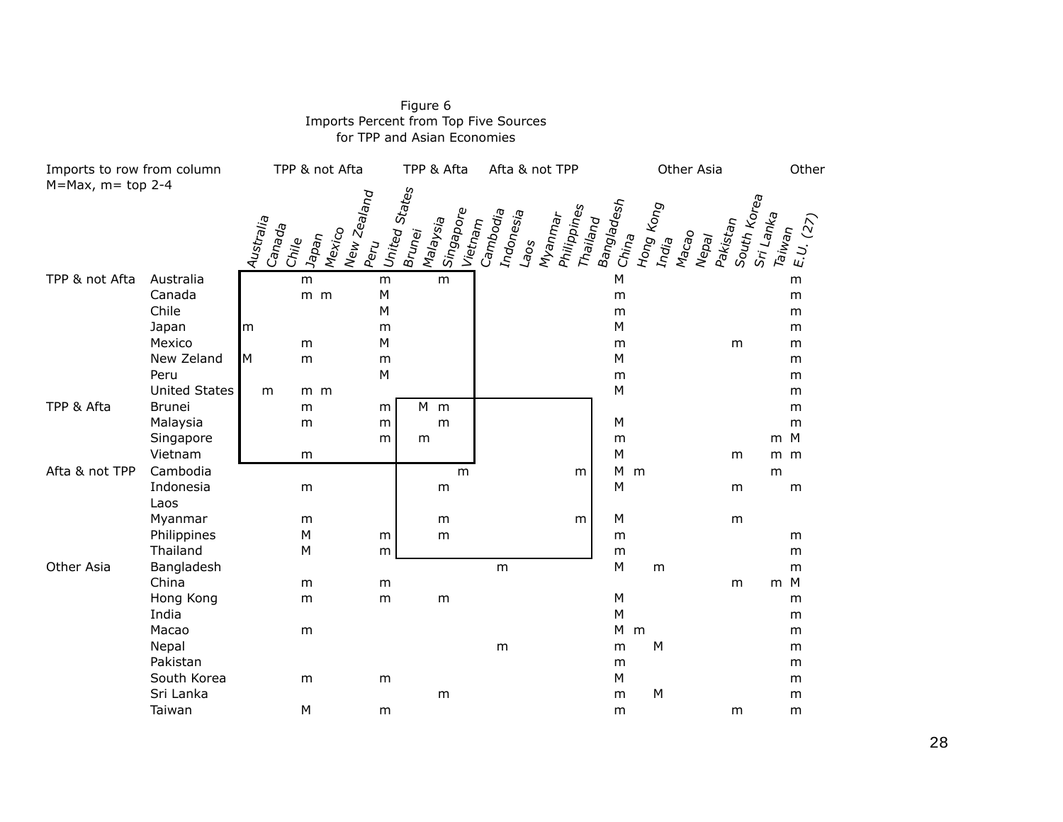Figure 6
Imports Percent from Top Five Sources
for TPP and Asian Economies

| Imports to row from column M=Max, m= top 2-4 | | TPP & not Afta | | | | | | | | TPP & Afta | | | | Afta & not TPP | | | | | | Other Asia | | | | | | | | | | Other |
|---|---|---|---|---|---|---|---|---|---|---|---|---|---|---|---|---|---|---|---|---|---|---|---|---|---|---|---|---|---|---|
| | | Australia | Canada | Chile | Japan | Mexico | New Zealand | Peru | United States | Brunei | Malaysia | Singapore | Vietnam | Cambodia | Indonesia | Laos | Myanmar | Philippines | Thailand | Bangladesh | China | Hong Kong | India | Macao | Nepal | Pakistan | South Korea | Sri Lanka | Taiwan | E.U. (27) |
| TPP & not Afta | Australia | | | | m | | | | m | | | m | | | | | | | | | M | | | | | | | | | m |
| | Canada | | | | m | m | | | M | | | | | | | | | | | | m | | | | | | | | | m |
| | Chile | | | | | | | | M | | | | | | | | | | | | m | | | | | | | | | m |
| | Japan | m | | | | | | | m | | | | | | | | | | | | M | | | | | | | | | m |
| | Mexico | | | | m | | | | M | | | | | | | | | | | | m | | | | | | m | | | m |
| | New Zeland | M | | | m | | | | m | | | | | | | | | | | | M | | | | | | | | | m |
| | Peru | | | | | | | | M | | | | | | | | | | | | m | | | | | | | | | m |
| | United States | | m | | m | m | | | | | | | | | | | | | | | M | | | | | | | | | m |
| TPP & Afta | Brunei | | | | m | | | | m | | M | m | | | | | | | | | | | | | | | | | | m |
| | Malaysia | | | | m | | | | m | | | m | | | | | | | | | M | | | | | | | | | m |
| | Singapore | | | | | | | | m | | m | | | | | | | | | | m | | | | | | | | m | M |
| | Vietnam | | | | m | | | | | | | | | | | | | | | | M | | | | | | m | | m | m |
| Afta & not TPP | Cambodia | | | | | | | | | | | | m | | | | | | m | | M | m | | | | | | | m | |
| | Indonesia | | | | m | | | | | | | m | | | | | | | | | M | | | | | | m | | | m |
| | Laos | | | | | | | | | | | | | | | | | | | | | | | | | | | | | |
| | Myanmar | | | | m | | | | | | | m | | | | | | | m | | M | | | | | | m | | | |
| | Philippines | | | | M | | | | m | | | m | | | | | | | | | m | | | | | | | | | m |
| | Thailand | | | | M | | | | m | | | | | | | | | | | | m | | | | | | | | | m |
| Other Asia | Bangladesh | | | | | | | | | | | | | | m | | | | | | M | | m | | | | | | | m |
| | China | | | | m | | | | m | | | | | | | | | | | | | | | | | | m | | m | M |
| | Hong Kong | | | | m | | | | m | | | m | | | | | | | | | M | | | | | | | | | m |
| | India | | | | | | | | | | | | | | | | | | | | M | | | | | | | | | m |
| | Macao | | | | m | | | | | | | | | | | | | | | | M | m | | | | | | | | m |
| | Nepal | | | | | | | | | | | | | | m | | | | | | m | | M | | | | | | | m |
| | Pakistan | | | | | | | | | | | | | | | | | | | | m | | | | | | | | | m |
| | South Korea | | | | m | | | | m | | | | | | | | | | | | M | | | | | | | | | m |
| | Sri Lanka | | | | | | | | | | | m | | | | | | | | | m | | M | | | | | | | m |
| | Taiwan | | | | M | | | | m | | | | | | | | | | | | m | | | | | | m | | | m |